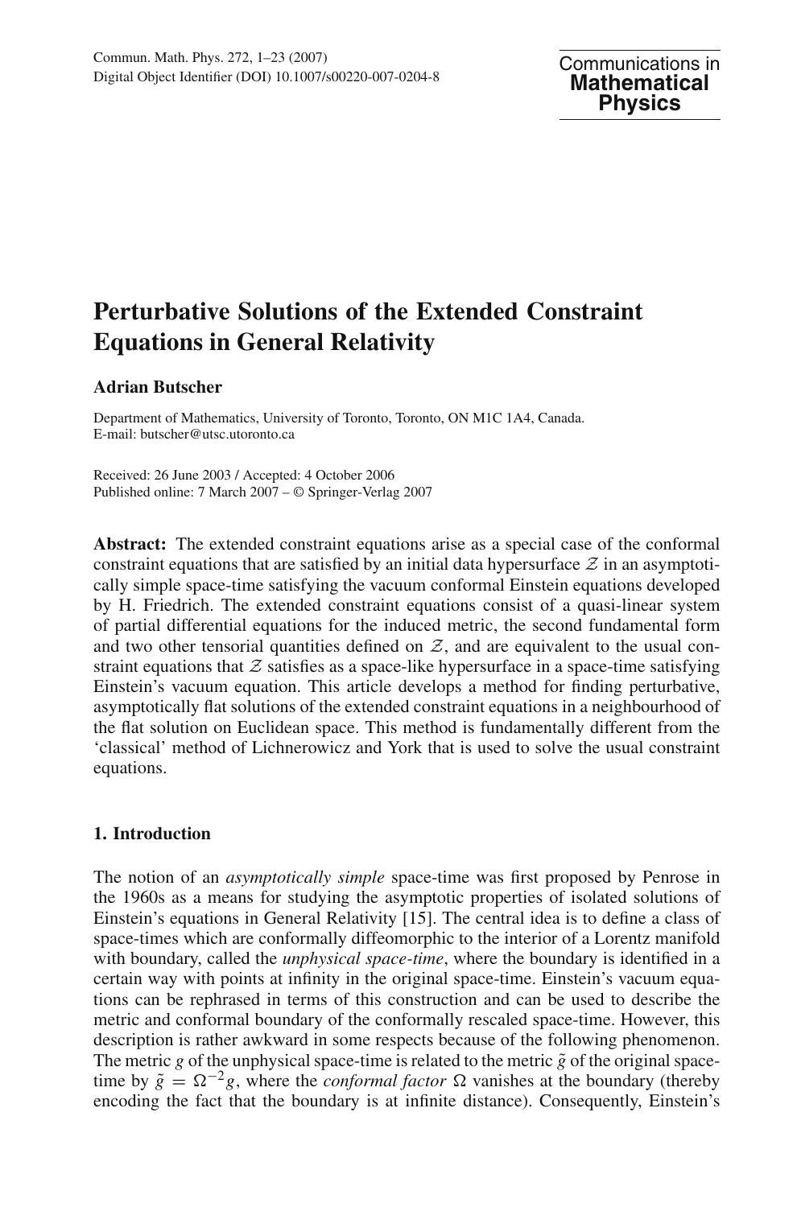# Perturbative Solutions of the Extended Constraint Equations in General Relativity

**Adrian Butscher**

Department of Mathematics, University of Toronto, Toronto, ON M1C 1A4, Canada.
E-mail: butscher@utsc.utoronto.ca

Received: 26 June 2003 / Accepted: 4 October 2006
Published online: 7 March 2007 – © Springer-Verlag 2007

**Abstract:** The extended constraint equations arise as a special case of the conformal constraint equations that are satisfied by an initial data hypersurface $\mathcal{Z}$ in an asymptotically simple space-time satisfying the vacuum conformal Einstein equations developed by H. Friedrich. The extended constraint equations consist of a quasi-linear system of partial differential equations for the induced metric, the second fundamental form and two other tensorial quantities defined on $\mathcal{Z}$, and are equivalent to the usual constraint equations that $\mathcal{Z}$ satisfies as a space-like hypersurface in a space-time satisfying Einstein's vacuum equation. This article develops a method for finding perturbative, asymptotically flat solutions of the extended constraint equations in a neighbourhood of the flat solution on Euclidean space. This method is fundamentally different from the 'classical' method of Lichnerowicz and York that is used to solve the usual constraint equations.

## 1. Introduction

The notion of an *asymptotically simple* space-time was first proposed by Penrose in the 1960s as a means for studying the asymptotic properties of isolated solutions of Einstein's equations in General Relativity [15]. The central idea is to define a class of space-times which are conformally diffeomorphic to the interior of a Lorentz manifold with boundary, called the *unphysical space-time*, where the boundary is identified in a certain way with points at infinity in the original space-time. Einstein's vacuum equations can be rephrased in terms of this construction and can be used to describe the metric and conformal boundary of the conformally rescaled space-time. However, this description is rather awkward in some respects because of the following phenomenon. The metric $g$ of the unphysical space-time is related to the metric $\tilde{g}$ of the original space-time by $\tilde{g} = \Omega^{-2} g$, where the *conformal factor* $\Omega$ vanishes at the boundary (thereby encoding the fact that the boundary is at infinite distance). Consequently, Einstein's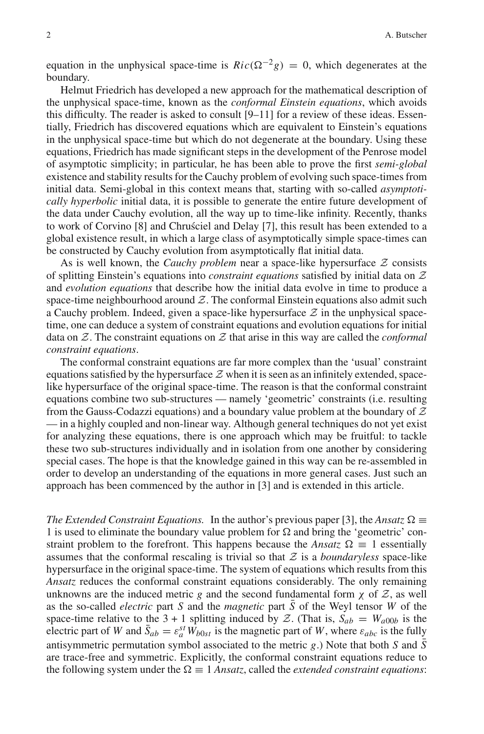equation in the unphysical space-time is $Ric(\Omega^{-2}g) = 0$, which degenerates at the boundary.

Helmut Friedrich has developed a new approach for the mathematical description of the unphysical space-time, known as the *conformal Einstein equations*, which avoids this difficulty. The reader is asked to consult [9–11] for a review of these ideas. Essentially, Friedrich has discovered equations which are equivalent to Einstein's equations in the unphysical space-time but which do not degenerate at the boundary. Using these equations, Friedrich has made significant steps in the development of the Penrose model of asymptotic simplicity; in particular, he has been able to prove the first *semi-global* existence and stability results for the Cauchy problem of evolving such space-times from initial data. Semi-global in this context means that, starting with so-called *asymptotically hyperbolic* initial data, it is possible to generate the entire future development of the data under Cauchy evolution, all the way up to time-like infinity. Recently, thanks to work of Corvino [8] and Chruściel and Delay [7], this result has been extended to a global existence result, in which a large class of asymptotically simple space-times can be constructed by Cauchy evolution from asymptotically flat initial data.

As is well known, the *Cauchy problem* near a space-like hypersurface $\mathcal{Z}$ consists of splitting Einstein's equations into *constraint equations* satisfied by initial data on $\mathcal{Z}$ and *evolution equations* that describe how the initial data evolve in time to produce a space-time neighbourhood around $\mathcal{Z}$. The conformal Einstein equations also admit such a Cauchy problem. Indeed, given a space-like hypersurface $\mathcal{Z}$ in the unphysical space-time, one can deduce a system of constraint equations and evolution equations for initial data on $\mathcal{Z}$. The constraint equations on $\mathcal{Z}$ that arise in this way are called the *conformal constraint equations*.

The conformal constraint equations are far more complex than the 'usual' constraint equations satisfied by the hypersurface $\mathcal{Z}$ when it is seen as an infinitely extended, space-like hypersurface of the original space-time. The reason is that the conformal constraint equations combine two sub-structures — namely 'geometric' constraints (i.e. resulting from the Gauss-Codazzi equations) and a boundary value problem at the boundary of $\mathcal{Z}$ — in a highly coupled and non-linear way. Although general techniques do not yet exist for analyzing these equations, there is one approach which may be fruitful: to tackle these two sub-structures individually and in isolation from one another by considering special cases. The hope is that the knowledge gained in this way can be re-assembled in order to develop an understanding of the equations in more general cases. Just such an approach has been commenced by the author in [3] and is extended in this article.

*The Extended Constraint Equations.* In the author's previous paper [3], the *Ansatz* $\Omega \equiv 1$ is used to eliminate the boundary value problem for $\Omega$ and bring the 'geometric' constraint problem to the forefront. This happens because the *Ansatz* $\Omega \equiv 1$ essentially assumes that the conformal rescaling is trivial so that $\mathcal{Z}$ is a *boundaryless* space-like hypersurface in the original space-time. The system of equations which results from this *Ansatz* reduces the conformal constraint equations considerably. The only remaining unknowns are the induced metric $g$ and the second fundamental form $\chi$ of $\mathcal{Z}$, as well as the so-called *electric* part $S$ and the *magnetic* part $\bar{S}$ of the Weyl tensor $W$ of the space-time relative to the 3 + 1 splitting induced by $\mathcal{Z}$. (That is, $S_{ab} = W_{a00b}$ is the electric part of $W$ and $\bar{S}_{ab} = \varepsilon_a^{\;st} W_{b0st}$ is the magnetic part of $W$, where $\varepsilon_{abc}$ is the fully antisymmetric permutation symbol associated to the metric $g$.) Note that both $S$ and $\bar{S}$ are trace-free and symmetric. Explicitly, the conformal constraint equations reduce to the following system under the $\Omega \equiv 1$ *Ansatz*, called the *extended constraint equations*: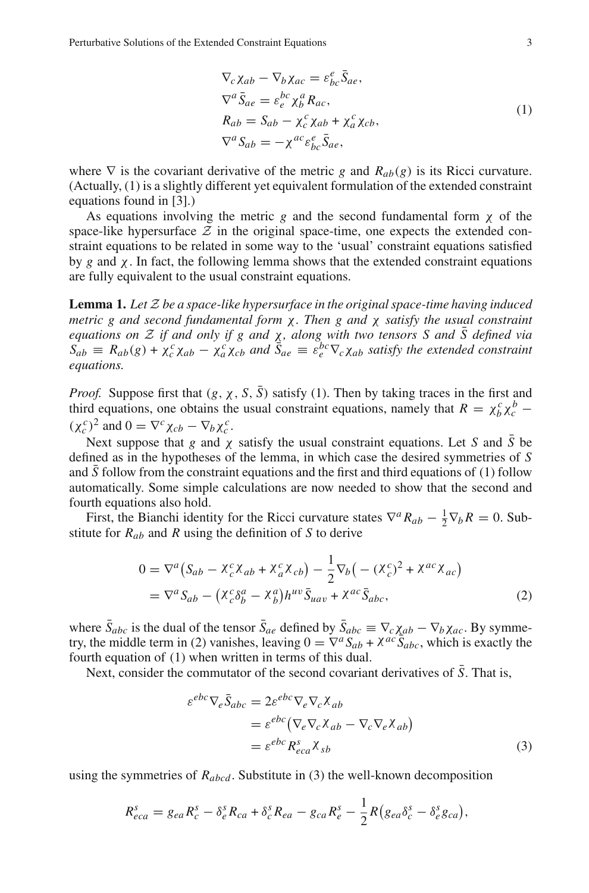$$
\begin{aligned}
&\nabla_c \chi_{ab} - \nabla_b \chi_{ac} = \varepsilon^e_{bc} \bar{S}_{ae}, \\
&\nabla^a \bar{S}_{ae} = \varepsilon^{bc}_e \chi^a_b R_{ac}, \\
&R_{ab} = S_{ab} - \chi^c_c \chi_{ab} + \chi^c_a \chi_{cb}, \\
&\nabla^a S_{ab} = -\chi^{ac} \varepsilon^e_{bc} \bar{S}_{ae},
\end{aligned}
\tag{1}
$$

where $\nabla$ is the covariant derivative of the metric $g$ and $R_{ab}(g)$ is its Ricci curvature. (Actually, (1) is a slightly different yet equivalent formulation of the extended constraint equations found in [3].)

As equations involving the metric $g$ and the second fundamental form $\chi$ of the space-like hypersurface $\mathcal{Z}$ in the original space-time, one expects the extended constraint equations to be related in some way to the 'usual' constraint equations satisfied by $g$ and $\chi$. In fact, the following lemma shows that the extended constraint equations are fully equivalent to the usual constraint equations.

**Lemma 1.** *Let $\mathcal{Z}$ be a space-like hypersurface in the original space-time having induced metric $g$ and second fundamental form $\chi$. Then $g$ and $\chi$ satisfy the usual constraint equations on $\mathcal{Z}$ if and only if $g$ and $\chi$, along with two tensors $S$ and $\bar{S}$ defined via $S_{ab} \equiv R_{ab}(g) + \chi^c_c \chi_{ab} - \chi^c_a \chi_{cb}$ and $\bar{S}_{ae} \equiv \varepsilon^{bc}_e \nabla_c \chi_{ab}$ satisfy the extended constraint equations.*

*Proof.* Suppose first that $(g, \chi, S, \bar{S})$ satisfy (1). Then by taking traces in the first and third equations, one obtains the usual constraint equations, namely that $R = \chi^c_b \chi^b_c - (\chi^c_c)^2$ and $0 = \nabla^c \chi_{cb} - \nabla_b \chi^c_c$.

Next suppose that $g$ and $\chi$ satisfy the usual constraint equations. Let $S$ and $\bar{S}$ be defined as in the hypotheses of the lemma, in which case the desired symmetries of $S$ and $\bar{S}$ follow from the constraint equations and the first and third equations of (1) follow automatically. Some simple calculations are now needed to show that the second and fourth equations also hold.

First, the Bianchi identity for the Ricci curvature states $\nabla^a R_{ab} - \frac{1}{2}\nabla_b R = 0$. Substitute for $R_{ab}$ and $R$ using the definition of $S$ to derive

$$
\begin{aligned}
0 &= \nabla^a \big( S_{ab} - \chi^c_c \chi_{ab} + \chi^c_a \chi_{cb} \big) - \frac{1}{2} \nabla_b \big( -(\chi^c_c)^2 + \chi^{ac} \chi_{ac} \big) \\
&= \nabla^a S_{ab} - \big( \chi^c_c \delta^a_b - \chi^a_b \big) h^{uv} \bar{S}_{uav} + \chi^{ac} \bar{S}_{abc},
\end{aligned}
\tag{2}
$$

where $\bar{S}_{abc}$ is the dual of the tensor $\bar{S}_{ae}$ defined by $\bar{S}_{abc} \equiv \nabla_c \chi_{ab} - \nabla_b \chi_{ac}$. By symmetry, the middle term in (2) vanishes, leaving $0 = \nabla^a S_{ab} + \chi^{ac} \bar{S}_{abc}$, which is exactly the fourth equation of (1) when written in terms of this dual.

Next, consider the commutator of the second covariant derivatives of $\bar{S}$. That is,

$$
\begin{aligned}
\varepsilon^{ebc} \nabla_e \bar{S}_{abc} &= 2 \varepsilon^{ebc} \nabla_e \nabla_c \chi_{ab} \\
&= \varepsilon^{ebc} \big( \nabla_e \nabla_c \chi_{ab} - \nabla_c \nabla_e \chi_{ab} \big) \\
&= \varepsilon^{ebc} R^s_{eca} \chi_{sb}
\end{aligned}
\tag{3}
$$

using the symmetries of $R_{abcd}$. Substitute in (3) the well-known decomposition

$$
R^s_{eca} = g_{ea} R^s_c - \delta^s_e R_{ca} + \delta^s_c R_{ea} - g_{ca} R^s_e - \frac{1}{2} R \big( g_{ea} \delta^s_c - \delta^s_e g_{ca} \big),
$$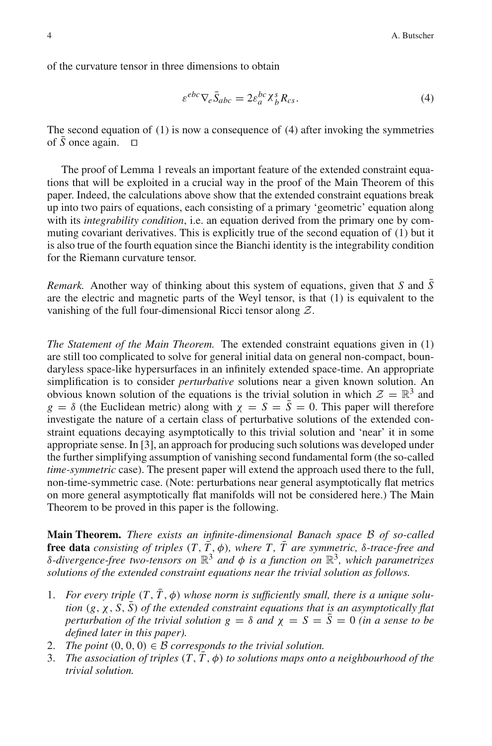of the curvature tensor in three dimensions to obtain

$$\varepsilon^{ebc}\nabla_e \bar{S}_{abc} = 2\varepsilon_a^{\,bc}\chi_b^{\,s}R_{cs}. \tag{4}$$

The second equation of (1) is now a consequence of (4) after invoking the symmetries of $\bar{S}$ once again. $\square$

The proof of Lemma 1 reveals an important feature of the extended constraint equations that will be exploited in a crucial way in the proof of the Main Theorem of this paper. Indeed, the calculations above show that the extended constraint equations break up into two pairs of equations, each consisting of a primary 'geometric' equation along with its *integrability condition*, i.e. an equation derived from the primary one by commuting covariant derivatives. This is explicitly true of the second equation of (1) but it is also true of the fourth equation since the Bianchi identity is the integrability condition for the Riemann curvature tensor.

*Remark.* Another way of thinking about this system of equations, given that $S$ and $\bar{S}$ are the electric and magnetic parts of the Weyl tensor, is that (1) is equivalent to the vanishing of the full four-dimensional Ricci tensor along $\mathcal{Z}$.

*The Statement of the Main Theorem.* The extended constraint equations given in (1) are still too complicated to solve for general initial data on general non-compact, boundaryless space-like hypersurfaces in an infinitely extended space-time. An appropriate simplification is to consider *perturbative* solutions near a given known solution. An obvious known solution of the equations is the trivial solution in which $\mathcal{Z} = \mathbb{R}^3$ and $g = \delta$ (the Euclidean metric) along with $\chi = S = \bar{S} = 0$. This paper will therefore investigate the nature of a certain class of perturbative solutions of the extended constraint equations decaying asymptotically to this trivial solution and 'near' it in some appropriate sense. In [3], an approach for producing such solutions was developed under the further simplifying assumption of vanishing second fundamental form (the so-called *time-symmetric* case). The present paper will extend the approach used there to the full, non-time-symmetric case. (Note: perturbations near general asymptotically flat metrics on more general asymptotically flat manifolds will not be considered here.) The Main Theorem to be proved in this paper is the following.

**Main Theorem.** *There exists an infinite-dimensional Banach space $\mathcal{B}$ of so-called* **free data** *consisting of triples $(T, \bar{T}, \phi)$, where $T$, $\bar{T}$ are symmetric, $\delta$-trace-free and $\delta$-divergence-free two-tensors on $\mathbb{R}^3$ and $\phi$ is a function on $\mathbb{R}^3$, which parametrizes solutions of the extended constraint equations near the trivial solution as follows.*

1. *For every triple $(T, \bar{T}, \phi)$ whose norm is sufficiently small, there is a unique solution $(g, \chi, S, \bar{S})$ of the extended constraint equations that is an asymptotically flat perturbation of the trivial solution $g = \delta$ and $\chi = S = \bar{S} = 0$ (in a sense to be defined later in this paper).*
2. *The point $(0, 0, 0) \in \mathcal{B}$ corresponds to the trivial solution.*
3. *The association of triples $(T, \bar{T}, \phi)$ to solutions maps onto a neighbourhood of the trivial solution.*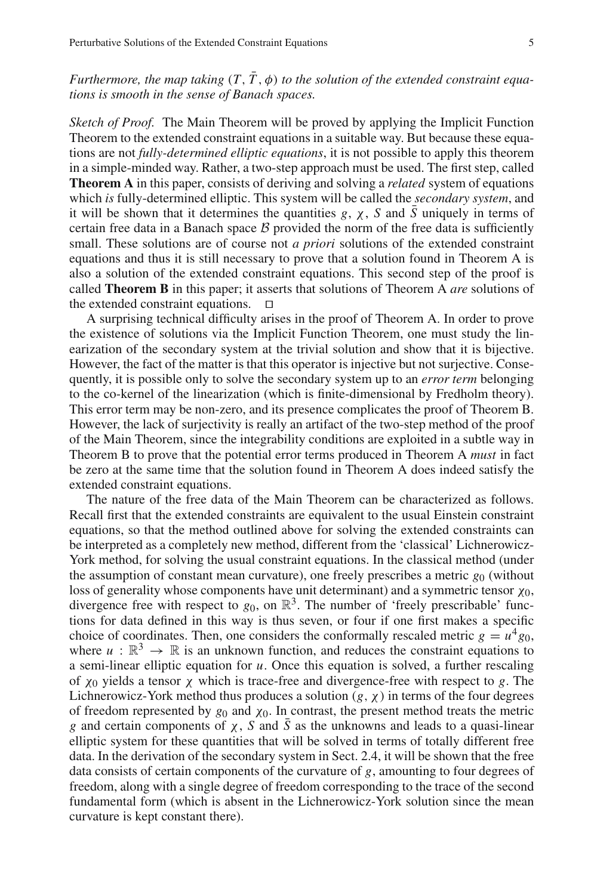*Furthermore, the map taking $(T, \bar{T}, \phi)$ to the solution of the extended constraint equations is smooth in the sense of Banach spaces.*

*Sketch of Proof.* The Main Theorem will be proved by applying the Implicit Function Theorem to the extended constraint equations in a suitable way. But because these equations are not *fully-determined elliptic equations*, it is not possible to apply this theorem in a simple-minded way. Rather, a two-step approach must be used. The first step, called **Theorem A** in this paper, consists of deriving and solving a *related* system of equations which *is* fully-determined elliptic. This system will be called the *secondary system*, and it will be shown that it determines the quantities $g$, $\chi$, $S$ and $\bar{S}$ uniquely in terms of certain free data in a Banach space $\mathcal{B}$ provided the norm of the free data is sufficiently small. These solutions are of course not *a priori* solutions of the extended constraint equations and thus it is still necessary to prove that a solution found in Theorem A is also a solution of the extended constraint equations. This second step of the proof is called **Theorem B** in this paper; it asserts that solutions of Theorem A *are* solutions of the extended constraint equations. $\square$

A surprising technical difficulty arises in the proof of Theorem A. In order to prove the existence of solutions via the Implicit Function Theorem, one must study the linearization of the secondary system at the trivial solution and show that it is bijective. However, the fact of the matter is that this operator is injective but not surjective. Consequently, it is possible only to solve the secondary system up to an *error term* belonging to the co-kernel of the linearization (which is finite-dimensional by Fredholm theory). This error term may be non-zero, and its presence complicates the proof of Theorem B. However, the lack of surjectivity is really an artifact of the two-step method of the proof of the Main Theorem, since the integrability conditions are exploited in a subtle way in Theorem B to prove that the potential error terms produced in Theorem A *must* in fact be zero at the same time that the solution found in Theorem A does indeed satisfy the extended constraint equations.

The nature of the free data of the Main Theorem can be characterized as follows. Recall first that the extended constraints are equivalent to the usual Einstein constraint equations, so that the method outlined above for solving the extended constraints can be interpreted as a completely new method, different from the 'classical' Lichnerowicz-York method, for solving the usual constraint equations. In the classical method (under the assumption of constant mean curvature), one freely prescribes a metric $g_0$ (without loss of generality whose components have unit determinant) and a symmetric tensor $\chi_0$, divergence free with respect to $g_0$, on $\mathbb{R}^3$. The number of 'freely prescribable' functions for data defined in this way is thus seven, or four if one first makes a specific choice of coordinates. Then, one considers the conformally rescaled metric $g = u^4 g_0$, where $u : \mathbb{R}^3 \to \mathbb{R}$ is an unknown function, and reduces the constraint equations to a semi-linear elliptic equation for $u$. Once this equation is solved, a further rescaling of $\chi_0$ yields a tensor $\chi$ which is trace-free and divergence-free with respect to $g$. The Lichnerowicz-York method thus produces a solution $(g, \chi)$ in terms of the four degrees of freedom represented by $g_0$ and $\chi_0$. In contrast, the present method treats the metric $g$ and certain components of $\chi$, $S$ and $\bar{S}$ as the unknowns and leads to a quasi-linear elliptic system for these quantities that will be solved in terms of totally different free data. In the derivation of the secondary system in Sect. 2.4, it will be shown that the free data consists of certain components of the curvature of $g$, amounting to four degrees of freedom, along with a single degree of freedom corresponding to the trace of the second fundamental form (which is absent in the Lichnerowicz-York solution since the mean curvature is kept constant there).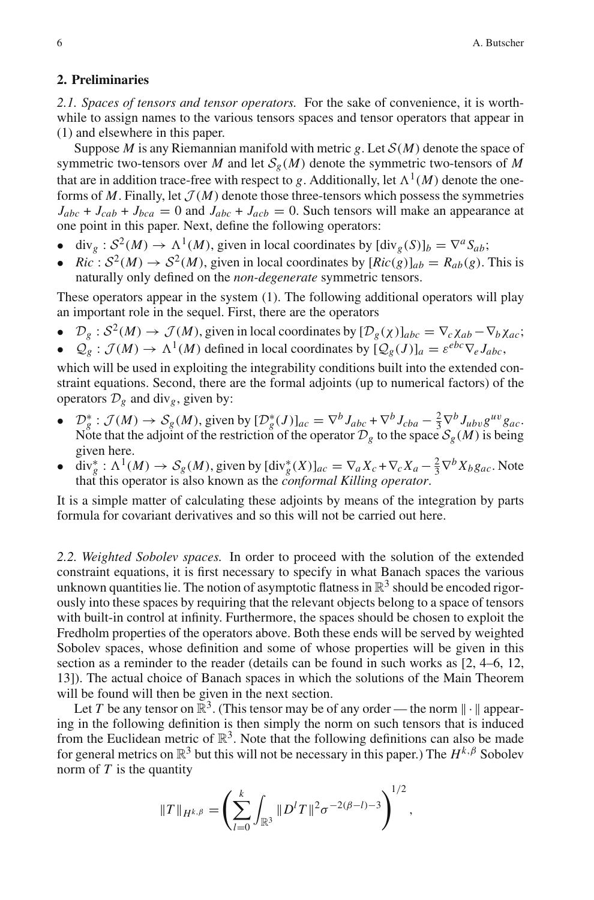## 2. Preliminaries

*2.1. Spaces of tensors and tensor operators.* For the sake of convenience, it is worthwhile to assign names to the various tensors spaces and tensor operators that appear in (1) and elsewhere in this paper.

Suppose $M$ is any Riemannian manifold with metric $g$. Let $\mathcal{S}(M)$ denote the space of symmetric two-tensors over $M$ and let $\mathcal{S}_g(M)$ denote the symmetric two-tensors of $M$ that are in addition trace-free with respect to $g$. Additionally, let $\Lambda^1(M)$ denote the one-forms of $M$. Finally, let $\mathcal{J}(M)$ denote those three-tensors which possess the symmetries $J_{abc} + J_{cab} + J_{bca} = 0$ and $J_{abc} + J_{acb} = 0$. Such tensors will make an appearance at one point in this paper. Next, define the following operators:

- $\mathrm{div}_g : \mathcal{S}^2(M) \to \Lambda^1(M)$, given in local coordinates by $[\mathrm{div}_g(S)]_b = \nabla^a S_{ab}$;
- $Ric : \mathcal{S}^2(M) \to \mathcal{S}^2(M)$, given in local coordinates by $[Ric(g)]_{ab} = R_{ab}(g)$. This is naturally only defined on the *non-degenerate* symmetric tensors.

These operators appear in the system (1). The following additional operators will play an important role in the sequel. First, there are the operators

- $\mathcal{D}_g : \mathcal{S}^2(M) \to \mathcal{J}(M)$, given in local coordinates by $[\mathcal{D}_g(\chi)]_{abc} = \nabla_c \chi_{ab} - \nabla_b \chi_{ac}$;
- $\mathcal{Q}_g : \mathcal{J}(M) \to \Lambda^1(M)$ defined in local coordinates by $[\mathcal{Q}_g(J)]_a = \varepsilon^{ebc} \nabla_e J_{abc}$,

which will be used in exploiting the integrability conditions built into the extended constraint equations. Second, there are the formal adjoints (up to numerical factors) of the operators $\mathcal{D}_g$ and $\mathrm{div}_g$, given by:

- $\mathcal{D}_g^* : \mathcal{J}(M) \to \mathcal{S}_g(M)$, given by $[\mathcal{D}_g^*(J)]_{ac} = \nabla^b J_{abc} + \nabla^b J_{cba} - \frac{2}{3} \nabla^b J_{ubv} g^{uv} g_{ac}$. Note that the adjoint of the restriction of the operator $\mathcal{D}_g$ to the space $\mathcal{S}_g(M)$ is being given here.
- $\mathrm{div}_g^* : \Lambda^1(M) \to \mathcal{S}_g(M)$, given by $[\mathrm{div}_g^*(X)]_{ac} = \nabla_a X_c + \nabla_c X_a - \frac{2}{3} \nabla^b X_b g_{ac}$. Note that this operator is also known as the *conformal Killing operator*.

It is a simple matter of calculating these adjoints by means of the integration by parts formula for covariant derivatives and so this will not be carried out here.

*2.2. Weighted Sobolev spaces.* In order to proceed with the solution of the extended constraint equations, it is first necessary to specify in what Banach spaces the various unknown quantities lie. The notion of asymptotic flatness in $\mathbb{R}^3$ should be encoded rigorously into these spaces by requiring that the relevant objects belong to a space of tensors with built-in control at infinity. Furthermore, the spaces should be chosen to exploit the Fredholm properties of the operators above. Both these ends will be served by weighted Sobolev spaces, whose definition and some of whose properties will be given in this section as a reminder to the reader (details can be found in such works as [2, 4–6, 12, 13]). The actual choice of Banach spaces in which the solutions of the Main Theorem will be found will then be given in the next section.

Let $T$ be any tensor on $\mathbb{R}^3$. (This tensor may be of any order — the norm $\| \cdot \|$ appearing in the following definition is then simply the norm on such tensors that is induced from the Euclidean metric of $\mathbb{R}^3$. Note that the following definitions can also be made for general metrics on $\mathbb{R}^3$ but this will not be necessary in this paper.) The $H^{k,\beta}$ Sobolev norm of $T$ is the quantity

$$\|T\|_{H^{k,\beta}} = \left( \sum_{l=0}^{k} \int_{\mathbb{R}^3} \|D^l T\|^2 \sigma^{-2(\beta - l) - 3} \right)^{1/2},$$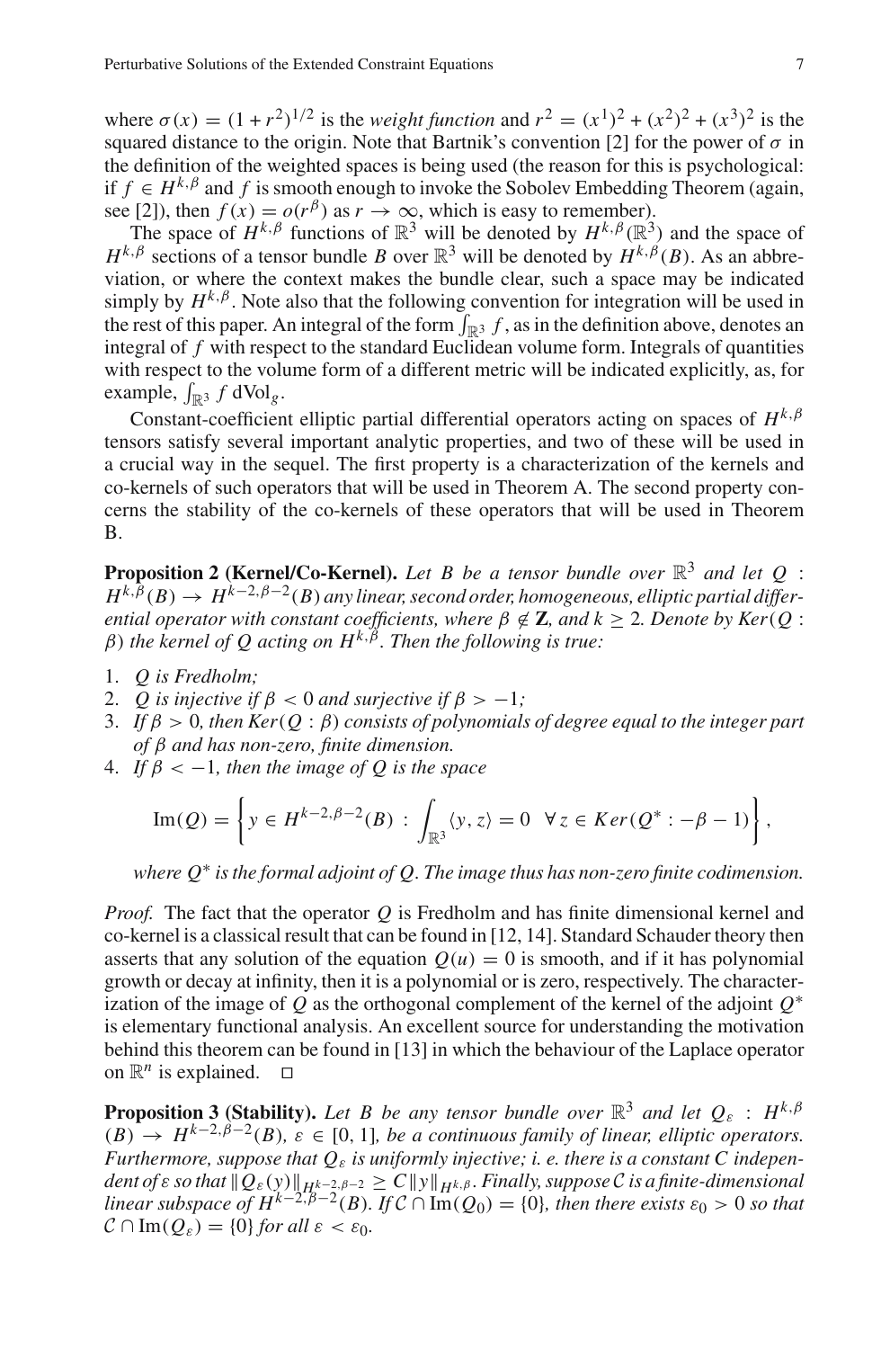where $\sigma(x) = (1 + r^2)^{1/2}$ is the *weight function* and $r^2 = (x^1)^2 + (x^2)^2 + (x^3)^2$ is the squared distance to the origin. Note that Bartnik's convention [2] for the power of $\sigma$ in the definition of the weighted spaces is being used (the reason for this is psychological: if $f \in H^{k,\beta}$ and $f$ is smooth enough to invoke the Sobolev Embedding Theorem (again, see [2]), then $f(x) = o(r^\beta)$ as $r \to \infty$, which is easy to remember).

The space of $H^{k,\beta}$ functions of $\mathbb{R}^3$ will be denoted by $H^{k,\beta}(\mathbb{R}^3)$ and the space of $H^{k,\beta}$ sections of a tensor bundle $B$ over $\mathbb{R}^3$ will be denoted by $H^{k,\beta}(B)$. As an abbreviation, or where the context makes the bundle clear, such a space may be indicated simply by $H^{k,\beta}$. Note also that the following convention for integration will be used in the rest of this paper. An integral of the form $\int_{\mathbb{R}^3} f$, as in the definition above, denotes an integral of $f$ with respect to the standard Euclidean volume form. Integrals of quantities with respect to the volume form of a different metric will be indicated explicitly, as, for example, $\int_{\mathbb{R}^3} f \,\mathrm{dVol}_g$.

Constant-coefficient elliptic partial differential operators acting on spaces of $H^{k,\beta}$ tensors satisfy several important analytic properties, and two of these will be used in a crucial way in the sequel. The first property is a characterization of the kernels and co-kernels of such operators that will be used in Theorem A. The second property concerns the stability of the co-kernels of these operators that will be used in Theorem B.

**Proposition 2 (Kernel/Co-Kernel).** *Let $B$ be a tensor bundle over $\mathbb{R}^3$ and let $Q : H^{k,\beta}(B) \to H^{k-2,\beta-2}(B)$ any linear, second order, homogeneous, elliptic partial differential operator with constant coefficients, where $\beta \notin \mathbf{Z}$, and $k \geq 2$. Denote by $Ker(Q : \beta)$ the kernel of $Q$ acting on $H^{k,\beta}$. Then the following is true:*

1. *$Q$ is Fredholm;*
2. *$Q$ is injective if $\beta < 0$ and surjective if $\beta > -1$;*
3. *If $\beta > 0$, then $Ker(Q : \beta)$ consists of polynomials of degree equal to the integer part of $\beta$ and has non-zero, finite dimension.*
4. *If $\beta < -1$, then the image of $Q$ is the space*

$$\mathrm{Im}(Q) = \left\{ y \in H^{k-2,\beta-2}(B) \,:\, \int_{\mathbb{R}^3} \langle y, z \rangle = 0 \quad \forall\, z \in Ker(Q^* : -\beta - 1) \right\},$$

*where $Q^*$ is the formal adjoint of $Q$. The image thus has non-zero finite codimension.*

*Proof.* The fact that the operator $Q$ is Fredholm and has finite dimensional kernel and co-kernel is a classical result that can be found in [12, 14]. Standard Schauder theory then asserts that any solution of the equation $Q(u) = 0$ is smooth, and if it has polynomial growth or decay at infinity, then it is a polynomial or is zero, respectively. The characterization of the image of $Q$ as the orthogonal complement of the kernel of the adjoint $Q^*$ is elementary functional analysis. An excellent source for understanding the motivation behind this theorem can be found in [13] in which the behaviour of the Laplace operator on $\mathbb{R}^n$ is explained. $\square$

**Proposition 3 (Stability).** *Let $B$ be any tensor bundle over $\mathbb{R}^3$ and let $Q_\varepsilon : H^{k,\beta}(B) \to H^{k-2,\beta-2}(B)$, $\varepsilon \in [0, 1]$, be a continuous family of linear, elliptic operators. Furthermore, suppose that $Q_\varepsilon$ is uniformly injective; i. e. there is a constant $C$ independent of $\varepsilon$ so that $\|Q_\varepsilon(y)\|_{H^{k-2,\beta-2}} \geq C\|y\|_{H^{k,\beta}}$. Finally, suppose $\mathcal{C}$ is a finite-dimensional linear subspace of $H^{k-2,\beta-2}(B)$. If $\mathcal{C} \cap \mathrm{Im}(Q_0) = \{0\}$, then there exists $\varepsilon_0 > 0$ so that $\mathcal{C} \cap \mathrm{Im}(Q_\varepsilon) = \{0\}$ for all $\varepsilon < \varepsilon_0$.*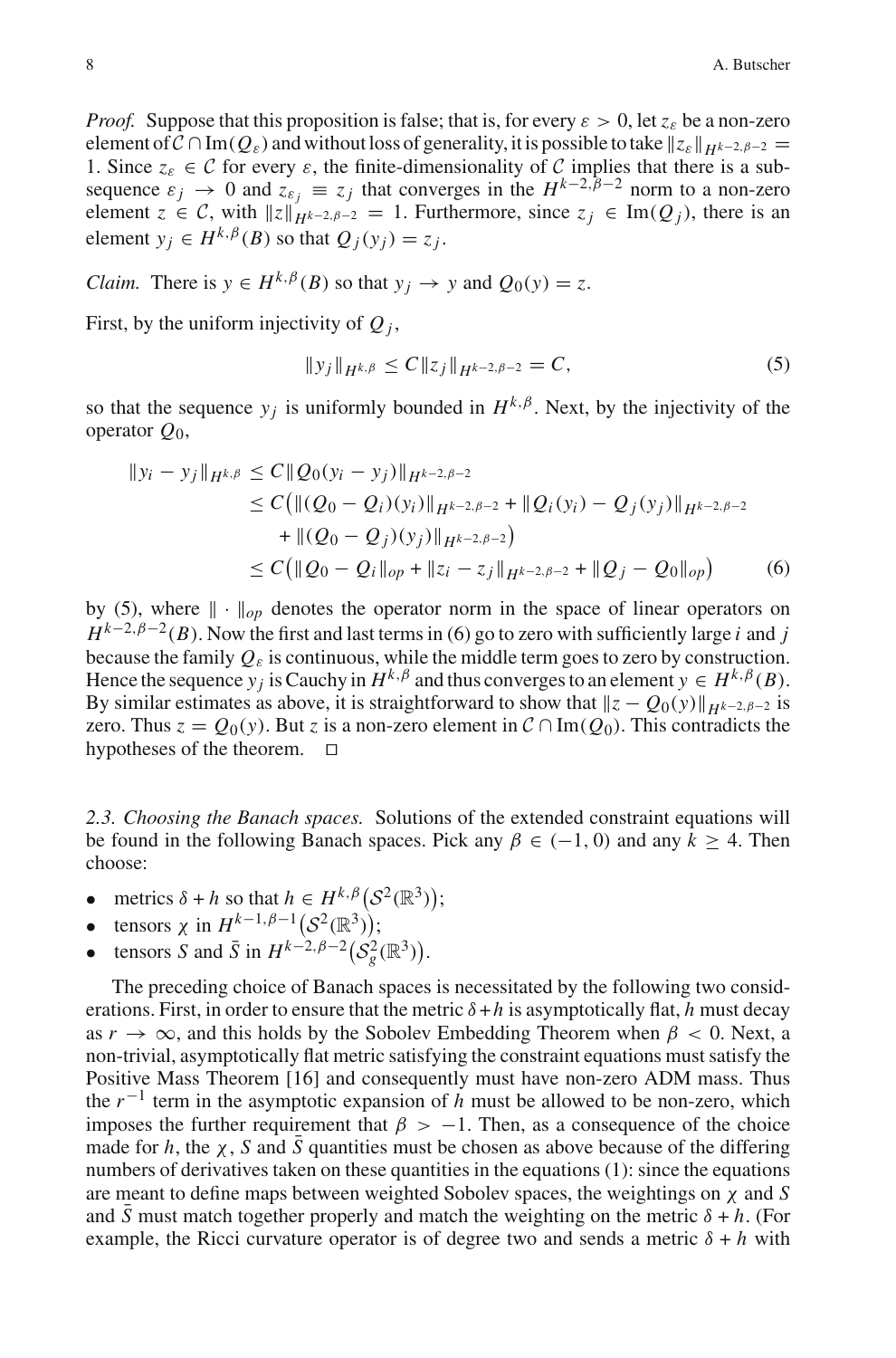*Proof.* Suppose that this proposition is false; that is, for every $\varepsilon > 0$, let $z_\varepsilon$ be a non-zero element of $\mathcal{C} \cap \mathrm{Im}(Q_\varepsilon)$ and without loss of generality, it is possible to take $\|z_\varepsilon\|_{H^{k-2,\beta-2}} = 1$. Since $z_\varepsilon \in \mathcal{C}$ for every $\varepsilon$, the finite-dimensionality of $\mathcal{C}$ implies that there is a subsequence $\varepsilon_j \to 0$ and $z_{\varepsilon_j} \equiv z_j$ that converges in the $H^{k-2,\beta-2}$ norm to a non-zero element $z \in \mathcal{C}$, with $\|z\|_{H^{k-2,\beta-2}} = 1$. Furthermore, since $z_j \in \mathrm{Im}(Q_j)$, there is an element $y_j \in H^{k,\beta}(B)$ so that $Q_j(y_j) = z_j$.

*Claim.* There is $y \in H^{k,\beta}(B)$ so that $y_j \to y$ and $Q_0(y) = z$.

First, by the uniform injectivity of $Q_j$,

$$\|y_j\|_{H^{k,\beta}} \leq C\|z_j\|_{H^{k-2,\beta-2}} = C, \tag{5}$$

so that the sequence $y_j$ is uniformly bounded in $H^{k,\beta}$. Next, by the injectivity of the operator $Q_0$,

$$\begin{aligned}
\|y_i - y_j\|_{H^{k,\beta}} &\leq C\|Q_0(y_i - y_j)\|_{H^{k-2,\beta-2}} \\
&\leq C\big(\|(Q_0 - Q_i)(y_i)\|_{H^{k-2,\beta-2}} + \|Q_i(y_i) - Q_j(y_j)\|_{H^{k-2,\beta-2}} \\
&\quad + \|(Q_0 - Q_j)(y_j)\|_{H^{k-2,\beta-2}}\big) \\
&\leq C\big(\|Q_0 - Q_i\|_{op} + \|z_i - z_j\|_{H^{k-2,\beta-2}} + \|Q_j - Q_0\|_{op}\big)
\end{aligned} \tag{6}$$

by (5), where $\|\cdot\|_{op}$ denotes the operator norm in the space of linear operators on $H^{k-2,\beta-2}(B)$. Now the first and last terms in (6) go to zero with sufficiently large $i$ and $j$ because the family $Q_\varepsilon$ is continuous, while the middle term goes to zero by construction. Hence the sequence $y_j$ is Cauchy in $H^{k,\beta}$ and thus converges to an element $y \in H^{k,\beta}(B)$. By similar estimates as above, it is straightforward to show that $\|z - Q_0(y)\|_{H^{k-2,\beta-2}}$ is zero. Thus $z = Q_0(y)$. But $z$ is a non-zero element in $\mathcal{C} \cap \mathrm{Im}(Q_0)$. This contradicts the hypotheses of the theorem. $\square$

*2.3. Choosing the Banach spaces.* Solutions of the extended constraint equations will be found in the following Banach spaces. Pick any $\beta \in (-1, 0)$ and any $k \geq 4$. Then choose:

- metrics $\delta + h$ so that $h \in H^{k,\beta}\big(\mathcal{S}^2(\mathbb{R}^3)\big)$;
- tensors $\chi$ in $H^{k-1,\beta-1}\big(\mathcal{S}^2(\mathbb{R}^3)\big)$;
- tensors $S$ and $\bar{S}$ in $H^{k-2,\beta-2}\big(\mathcal{S}^2_g(\mathbb{R}^3)\big)$.

The preceding choice of Banach spaces is necessitated by the following two considerations. First, in order to ensure that the metric $\delta + h$ is asymptotically flat, $h$ must decay as $r \to \infty$, and this holds by the Sobolev Embedding Theorem when $\beta < 0$. Next, a non-trivial, asymptotically flat metric satisfying the constraint equations must satisfy the Positive Mass Theorem [16] and consequently must have non-zero ADM mass. Thus the $r^{-1}$ term in the asymptotic expansion of $h$ must be allowed to be non-zero, which imposes the further requirement that $\beta > -1$. Then, as a consequence of the choice made for $h$, the $\chi$, $S$ and $\bar{S}$ quantities must be chosen as above because of the differing numbers of derivatives taken on these quantities in the equations (1): since the equations are meant to define maps between weighted Sobolev spaces, the weightings on $\chi$ and $S$ and $\bar{S}$ must match together properly and match the weighting on the metric $\delta + h$. (For example, the Ricci curvature operator is of degree two and sends a metric $\delta + h$ with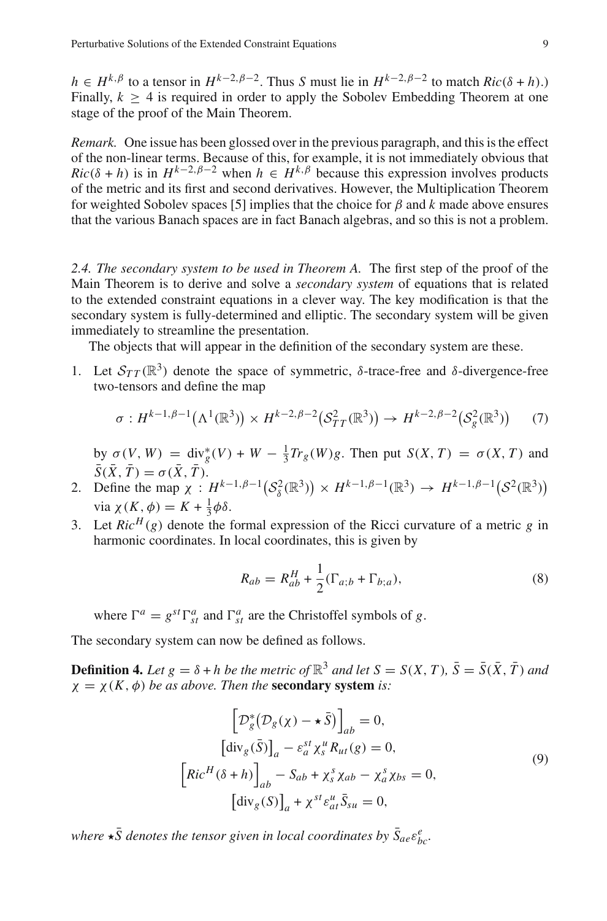$h \in H^{k,\beta}$ to a tensor in $H^{k-2,\beta-2}$. Thus $S$ must lie in $H^{k-2,\beta-2}$ to match $Ric(\delta + h)$.) Finally, $k \geq 4$ is required in order to apply the Sobolev Embedding Theorem at one stage of the proof of the Main Theorem.

*Remark.* One issue has been glossed over in the previous paragraph, and this is the effect of the non-linear terms. Because of this, for example, it is not immediately obvious that $Ric(\delta + h)$ is in $H^{k-2,\beta-2}$ when $h \in H^{k,\beta}$ because this expression involves products of the metric and its first and second derivatives. However, the Multiplication Theorem for weighted Sobolev spaces [5] implies that the choice for $\beta$ and $k$ made above ensures that the various Banach spaces are in fact Banach algebras, and so this is not a problem.

*2.4. The secondary system to be used in Theorem A.* The first step of the proof of the Main Theorem is to derive and solve a *secondary system* of equations that is related to the extended constraint equations in a clever way. The key modification is that the secondary system is fully-determined and elliptic. The secondary system will be given immediately to streamline the presentation.

The objects that will appear in the definition of the secondary system are these.

1. Let $\mathcal{S}_{TT}(\mathbb{R}^3)$ denote the space of symmetric, $\delta$-trace-free and $\delta$-divergence-free two-tensors and define the map

$$\sigma : H^{k-1,\beta-1}\big(\Lambda^1(\mathbb{R}^3)\big) \times H^{k-2,\beta-2}\big(\mathcal{S}^2_{TT}(\mathbb{R}^3)\big) \to H^{k-2,\beta-2}\big(\mathcal{S}^2_g(\mathbb{R}^3)\big) \tag{7}$$

by $\sigma(V, W) = \operatorname{div}_g^*(V) + W - \frac{1}{3}Tr_g(W)g$. Then put $S(X, T) = \sigma(X, T)$ and $\bar{S}(\bar{X}, \bar{T}) = \sigma(\bar{X}, \bar{T})$.

2. Define the map $\chi : H^{k-1,\beta-1}\big(\mathcal{S}^2_\delta(\mathbb{R}^3)\big) \times H^{k-1,\beta-1}(\mathbb{R}^3) \to H^{k-1,\beta-1}\big(\mathcal{S}^2(\mathbb{R}^3)\big)$ via $\chi(K, \phi) = K + \frac{1}{3}\phi\delta$.

3. Let $Ric^H(g)$ denote the formal expression of the Ricci curvature of a metric $g$ in harmonic coordinates. In local coordinates, this is given by

$$R_{ab} = R^H_{ab} + \frac{1}{2}(\Gamma_{a;b} + \Gamma_{b;a}), \tag{8}$$

where $\Gamma^a = g^{st}\Gamma^a_{st}$ and $\Gamma^a_{st}$ are the Christoffel symbols of $g$.

The secondary system can now be defined as follows.

**Definition 4.** *Let $g = \delta + h$ be the metric of $\mathbb{R}^3$ and let $S = S(X, T)$, $\bar{S} = \bar{S}(\bar{X}, \bar{T})$ and $\chi = \chi(K, \phi)$ be as above. Then the* **secondary system** *is:*

$$\begin{gathered}
\Big[\mathcal{D}^*_g\big(\mathcal{D}_g(\chi) - \star\bar{S}\big)\Big]_{ab} = 0, \\
\big[\operatorname{div}_g(\bar{S})\big]_a - \varepsilon_a^{\ st}\chi_s^{\ u}R_{ut}(g) = 0, \\
\Big[Ric^H(\delta + h)\Big]_{ab} - S_{ab} + \chi_s^{\ s}\chi_{ab} - \chi_a^{\ s}\chi_{bs} = 0, \\
\big[\operatorname{div}_g(S)\big]_a + \chi^{st}\varepsilon_{at}^{\ \ u}\bar{S}_{su} = 0,
\end{gathered} \tag{9}$$

*where $\star\bar{S}$ denotes the tensor given in local coordinates by $\bar{S}_{ae}\varepsilon^e_{bc}$.*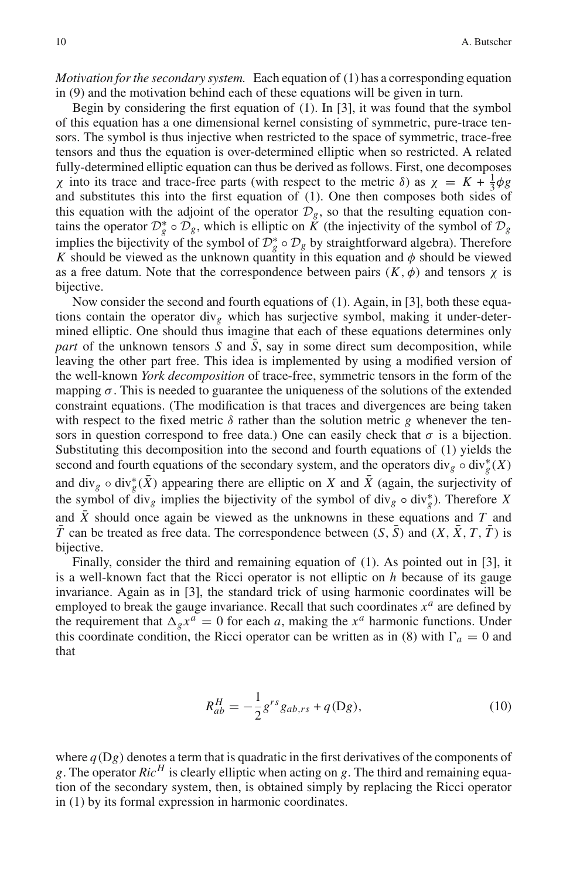*Motivation for the secondary system.* Each equation of (1) has a corresponding equation in (9) and the motivation behind each of these equations will be given in turn.

Begin by considering the first equation of (1). In [3], it was found that the symbol of this equation has a one dimensional kernel consisting of symmetric, pure-trace tensors. The symbol is thus injective when restricted to the space of symmetric, trace-free tensors and thus the equation is over-determined elliptic when so restricted. A related fully-determined elliptic equation can thus be derived as follows. First, one decomposes $\chi$ into its trace and trace-free parts (with respect to the metric $\delta$) as $\chi = K + \frac{1}{3}\phi g$ and substitutes this into the first equation of (1). One then composes both sides of this equation with the adjoint of the operator $\mathcal{D}_g$, so that the resulting equation contains the operator $\mathcal{D}_g^* \circ \mathcal{D}_g$, which is elliptic on $K$ (the injectivity of the symbol of $\mathcal{D}_g$ implies the bijectivity of the symbol of $\mathcal{D}_g^* \circ \mathcal{D}_g$ by straightforward algebra). Therefore $K$ should be viewed as the unknown quantity in this equation and $\phi$ should be viewed as a free datum. Note that the correspondence between pairs $(K, \phi)$ and tensors $\chi$ is bijective.

Now consider the second and fourth equations of (1). Again, in [3], both these equations contain the operator $\mathrm{div}_g$ which has surjective symbol, making it under-determined elliptic. One should thus imagine that each of these equations determines only *part* of the unknown tensors $S$ and $\bar{S}$, say in some direct sum decomposition, while leaving the other part free. This idea is implemented by using a modified version of the well-known *York decomposition* of trace-free, symmetric tensors in the form of the mapping $\sigma$. This is needed to guarantee the uniqueness of the solutions of the extended constraint equations. (The modification is that traces and divergences are being taken with respect to the fixed metric $\delta$ rather than the solution metric $g$ whenever the tensors in question correspond to free data.) One can easily check that $\sigma$ is a bijection. Substituting this decomposition into the second and fourth equations of (1) yields the second and fourth equations of the secondary system, and the operators $\mathrm{div}_g \circ \mathrm{div}_g^*(X)$ and $\mathrm{div}_g \circ \mathrm{div}_g^*(\bar{X})$ appearing there are elliptic on $X$ and $\bar{X}$ (again, the surjectivity of the symbol of $\mathrm{div}_g$ implies the bijectivity of the symbol of $\mathrm{div}_g \circ \mathrm{div}_g^*$). Therefore $X$ and $\bar{X}$ should once again be viewed as the unknowns in these equations and $T$ and $\bar{T}$ can be treated as free data. The correspondence between $(S, \bar{S})$ and $(X, \bar{X}, T, \bar{T})$ is bijective.

Finally, consider the third and remaining equation of (1). As pointed out in [3], it is a well-known fact that the Ricci operator is not elliptic on $h$ because of its gauge invariance. Again as in [3], the standard trick of using harmonic coordinates will be employed to break the gauge invariance. Recall that such coordinates $x^a$ are defined by the requirement that $\Delta_g x^a = 0$ for each $a$, making the $x^a$ harmonic functions. Under this coordinate condition, the Ricci operator can be written as in (8) with $\Gamma_a = 0$ and that

$$R^H_{ab} = -\frac{1}{2} g^{rs} g_{ab,rs} + q(\mathrm{D}g), \tag{10}$$

where $q(\mathrm{D}g)$ denotes a term that is quadratic in the first derivatives of the components of $g$. The operator $Ric^H$ is clearly elliptic when acting on $g$. The third and remaining equation of the secondary system, then, is obtained simply by replacing the Ricci operator in (1) by its formal expression in harmonic coordinates.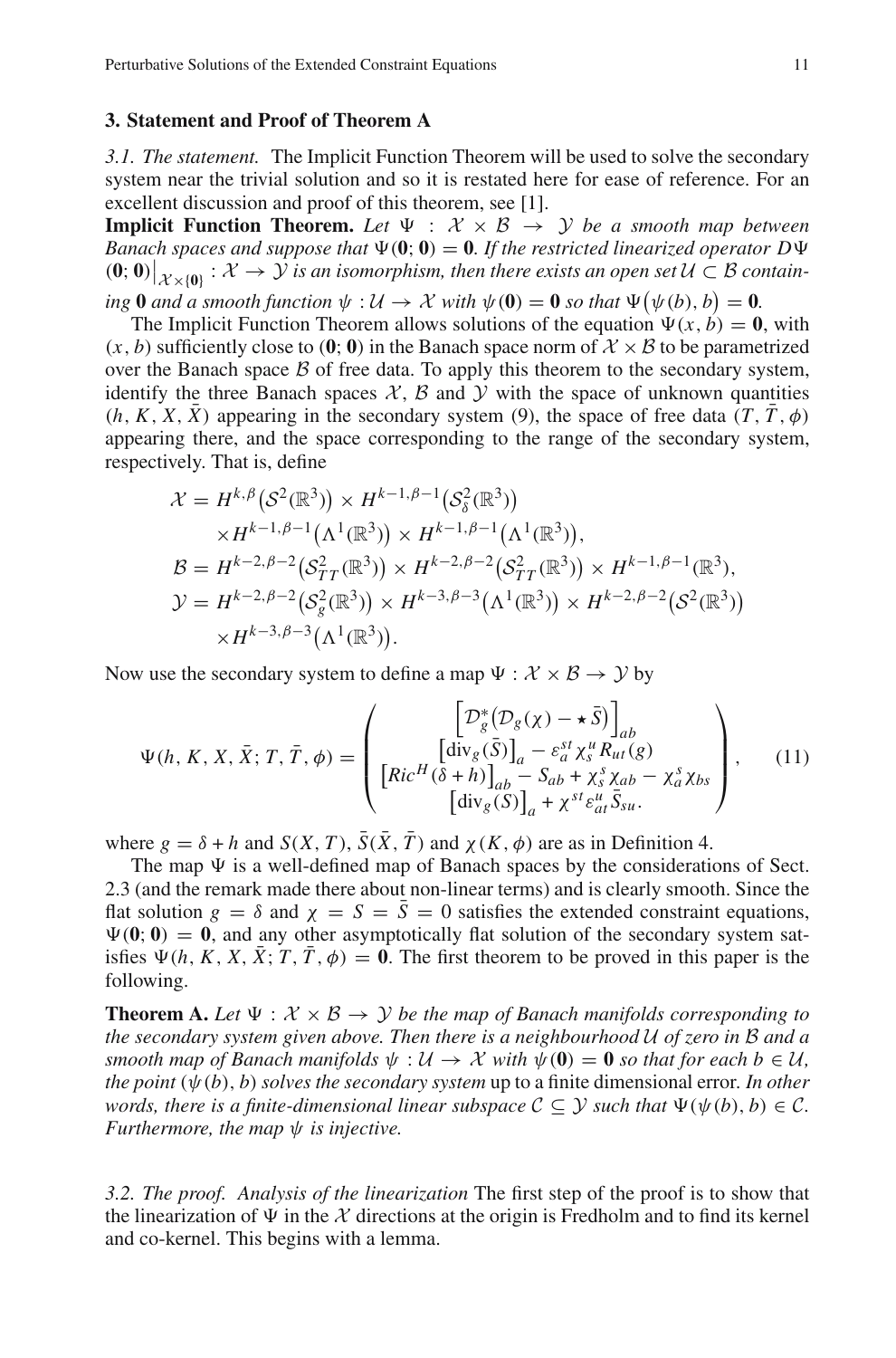## 3. Statement and Proof of Theorem A

*3.1. The statement.* The Implicit Function Theorem will be used to solve the secondary system near the trivial solution and so it is restated here for ease of reference. For an excellent discussion and proof of this theorem, see [1].

**Implicit Function Theorem.** *Let $\Psi : \mathcal{X} \times \mathcal{B} \to \mathcal{Y}$ be a smooth map between Banach spaces and suppose that $\Psi(\mathbf{0};\mathbf{0}) = \mathbf{0}$. If the restricted linearized operator $D\Psi(\mathbf{0};\mathbf{0})\big|_{\mathcal{X}\times\{\mathbf{0}\}} : \mathcal{X} \to \mathcal{Y}$ is an isomorphism, then there exists an open set $\mathcal{U} \subset \mathcal{B}$ containing $\mathbf{0}$ and a smooth function $\psi : \mathcal{U} \to \mathcal{X}$ with $\psi(\mathbf{0}) = \mathbf{0}$ so that $\Psi\big(\psi(b), b\big) = \mathbf{0}$.*

The Implicit Function Theorem allows solutions of the equation $\Psi(x, b) = \mathbf{0}$, with $(x, b)$ sufficiently close to $(\mathbf{0};\mathbf{0})$ in the Banach space norm of $\mathcal{X} \times \mathcal{B}$ to be parametrized over the Banach space $\mathcal{B}$ of free data. To apply this theorem to the secondary system, identify the three Banach spaces $\mathcal{X}$, $\mathcal{B}$ and $\mathcal{Y}$ with the space of unknown quantities $(h, K, X, \bar{X})$ appearing in the secondary system (9), the space of free data $(T, \bar{T}, \phi)$ appearing there, and the space corresponding to the range of the secondary system, respectively. That is, define

$$
\begin{aligned}
\mathcal{X} &= H^{k,\beta}\big(\mathcal{S}^2(\mathbb{R}^3)\big) \times H^{k-1,\beta-1}\big(\mathcal{S}^2_\delta(\mathbb{R}^3)\big) \\
&\quad \times H^{k-1,\beta-1}\big(\Lambda^1(\mathbb{R}^3)\big) \times H^{k-1,\beta-1}\big(\Lambda^1(\mathbb{R}^3)\big), \\
\mathcal{B} &= H^{k-2,\beta-2}\big(\mathcal{S}^2_{TT}(\mathbb{R}^3)\big) \times H^{k-2,\beta-2}\big(\mathcal{S}^2_{TT}(\mathbb{R}^3)\big) \times H^{k-1,\beta-1}(\mathbb{R}^3), \\
\mathcal{Y} &= H^{k-2,\beta-2}\big(\mathcal{S}^2_g(\mathbb{R}^3)\big) \times H^{k-3,\beta-3}\big(\Lambda^1(\mathbb{R}^3)\big) \times H^{k-2,\beta-2}\big(\mathcal{S}^2(\mathbb{R}^3)\big) \\
&\quad \times H^{k-3,\beta-3}\big(\Lambda^1(\mathbb{R}^3)\big).
\end{aligned}
$$

Now use the secondary system to define a map $\Psi : \mathcal{X} \times \mathcal{B} \to \mathcal{Y}$ by

$$
\Psi(h, K, X, \bar{X}; T, \bar{T}, \phi) = \begin{pmatrix}
\Big[\mathcal{D}^*_g\big(\mathcal{D}_g(\chi) - \star \bar{S}\big)\Big]_{ab} \\
\big[\operatorname{div}_g(\bar{S})\big]_a - \varepsilon_a^{st}\chi_s^u R_{ut}(g) \\
\big[Ric^H(\delta + h)\big]_{ab} - S_{ab} + \chi_s^s\chi_{ab} - \chi_a^s\chi_{bs} \\
\big[\operatorname{div}_g(S)\big]_a + \chi^{st}\varepsilon_{at}^u\bar{S}_{su}.
\end{pmatrix}, \qquad (11)
$$

where $g = \delta + h$ and $S(X, T)$, $\bar{S}(\bar{X}, \bar{T})$ and $\chi(K, \phi)$ are as in Definition 4.

The map $\Psi$ is a well-defined map of Banach spaces by the considerations of Sect. 2.3 (and the remark made there about non-linear terms) and is clearly smooth. Since the flat solution $g = \delta$ and $\chi = S = \bar{S} = 0$ satisfies the extended constraint equations, $\Psi(\mathbf{0};\mathbf{0}) = \mathbf{0}$, and any other asymptotically flat solution of the secondary system satisfies $\Psi(h, K, X, \bar{X}; T, \bar{T}, \phi) = \mathbf{0}$. The first theorem to be proved in this paper is the following.

**Theorem A.** *Let $\Psi : \mathcal{X} \times \mathcal{B} \to \mathcal{Y}$ be the map of Banach manifolds corresponding to the secondary system given above. Then there is a neighbourhood $\mathcal{U}$ of zero in $\mathcal{B}$ and a smooth map of Banach manifolds $\psi : \mathcal{U} \to \mathcal{X}$ with $\psi(\mathbf{0}) = \mathbf{0}$ so that for each $b \in \mathcal{U}$, the point $(\psi(b), b)$ solves the secondary system* up to a finite dimensional error. *In other words, there is a finite-dimensional linear subspace $\mathcal{C} \subseteq \mathcal{Y}$ such that $\Psi(\psi(b), b) \in \mathcal{C}$. Furthermore, the map $\psi$ is injective.*

*3.2. The proof. Analysis of the linearization* The first step of the proof is to show that the linearization of $\Psi$ in the $\mathcal{X}$ directions at the origin is Fredholm and to find its kernel and co-kernel. This begins with a lemma.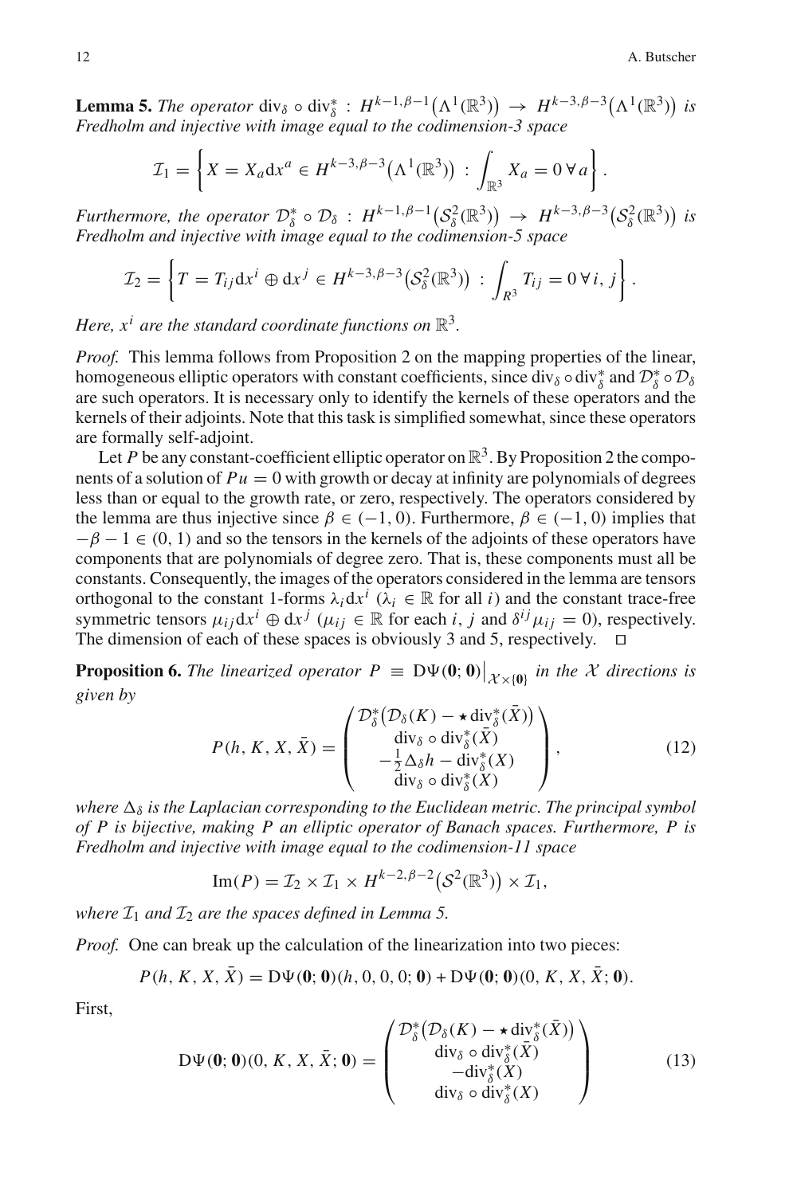**Lemma 5.** *The operator* $\operatorname{div}_\delta \circ \operatorname{div}_\delta^* : H^{k-1,\beta-1}\big(\Lambda^1(\mathbb{R}^3)\big) \to H^{k-3,\beta-3}\big(\Lambda^1(\mathbb{R}^3)\big)$ *is Fredholm and injective with image equal to the codimension-3 space*

$$\mathcal{I}_1 = \left\{ X = X_a \mathrm{d}x^a \in H^{k-3,\beta-3}\big(\Lambda^1(\mathbb{R}^3)\big) \,:\, \int_{\mathbb{R}^3} X_a = 0 \; \forall\, a \right\}.$$

*Furthermore, the operator* $\mathcal{D}_\delta^* \circ \mathcal{D}_\delta : H^{k-1,\beta-1}\big(\mathcal{S}_\delta^2(\mathbb{R}^3)\big) \to H^{k-3,\beta-3}\big(\mathcal{S}_\delta^2(\mathbb{R}^3)\big)$ *is Fredholm and injective with image equal to the codimension-5 space*

$$\mathcal{I}_2 = \left\{ T = T_{ij} \mathrm{d}x^i \oplus \mathrm{d}x^j \in H^{k-3,\beta-3}\big(\mathcal{S}_\delta^2(\mathbb{R}^3)\big) \,:\, \int_{R^3} T_{ij} = 0 \; \forall\, i, j \right\}.$$

*Here, $x^i$ are the standard coordinate functions on $\mathbb{R}^3$.*

*Proof.* This lemma follows from Proposition 2 on the mapping properties of the linear, homogeneous elliptic operators with constant coefficients, since $\operatorname{div}_\delta \circ \operatorname{div}_\delta^*$ and $\mathcal{D}_\delta^* \circ \mathcal{D}_\delta$ are such operators. It is necessary only to identify the kernels of these operators and the kernels of their adjoints. Note that this task is simplified somewhat, since these operators are formally self-adjoint.

Let $P$ be any constant-coefficient elliptic operator on $\mathbb{R}^3$. By Proposition 2 the components of a solution of $Pu = 0$ with growth or decay at infinity are polynomials of degrees less than or equal to the growth rate, or zero, respectively. The operators considered by the lemma are thus injective since $\beta \in (-1, 0)$. Furthermore, $\beta \in (-1, 0)$ implies that $-\beta - 1 \in (0, 1)$ and so the tensors in the kernels of the adjoints of these operators have components that are polynomials of degree zero. That is, these components must all be constants. Consequently, the images of the operators considered in the lemma are tensors orthogonal to the constant 1-forms $\lambda_i \mathrm{d}x^i$ ($\lambda_i \in \mathbb{R}$ for all $i$) and the constant trace-free symmetric tensors $\mu_{ij} \mathrm{d}x^i \oplus \mathrm{d}x^j$ ($\mu_{ij} \in \mathbb{R}$ for each $i, j$ and $\delta^{ij}\mu_{ij} = 0$), respectively. The dimension of each of these spaces is obviously 3 and 5, respectively. $\square$

**Proposition 6.** *The linearized operator $P \equiv \mathrm{D}\Psi(\mathbf{0};\mathbf{0})\big|_{\mathcal{X}\times\{\mathbf{0}\}}$ in the $\mathcal{X}$ directions is given by*

$$P(h, K, X, \bar{X}) = \begin{pmatrix} \mathcal{D}_\delta^*\big(\mathcal{D}_\delta(K) - \star \operatorname{div}_\delta^*(\bar{X})\big) \\ \operatorname{div}_\delta \circ \operatorname{div}_\delta^*(\bar{X}) \\ -\frac{1}{2}\Delta_\delta h - \operatorname{div}_\delta^*(X) \\ \operatorname{div}_\delta \circ \operatorname{div}_\delta^*(X) \end{pmatrix}, \tag{12}$$

*where $\Delta_\delta$ is the Laplacian corresponding to the Euclidean metric. The principal symbol of $P$ is bijective, making $P$ an elliptic operator of Banach spaces. Furthermore, $P$ is Fredholm and injective with image equal to the codimension-11 space*

$$\operatorname{Im}(P) = \mathcal{I}_2 \times \mathcal{I}_1 \times H^{k-2,\beta-2}\big(\mathcal{S}^2(\mathbb{R}^3)\big) \times \mathcal{I}_1,$$

*where $\mathcal{I}_1$ and $\mathcal{I}_2$ are the spaces defined in Lemma 5.*

*Proof.* One can break up the calculation of the linearization into two pieces:

$$P(h, K, X, \bar{X}) = \mathrm{D}\Psi(\mathbf{0};\mathbf{0})(h, 0, 0, 0; \mathbf{0}) + \mathrm{D}\Psi(\mathbf{0};\mathbf{0})(0, K, X, \bar{X}; \mathbf{0}).$$

First,

$$\mathrm{D}\Psi(\mathbf{0};\mathbf{0})(0, K, X, \bar{X}; \mathbf{0}) = \begin{pmatrix} \mathcal{D}_\delta^*\big(\mathcal{D}_\delta(K) - \star \operatorname{div}_\delta^*(\bar{X})\big) \\ \operatorname{div}_\delta \circ \operatorname{div}_\delta^*(\bar{X}) \\ -\operatorname{div}_\delta^*(X) \\ \operatorname{div}_\delta \circ \operatorname{div}_\delta^*(X) \end{pmatrix} \tag{13}$$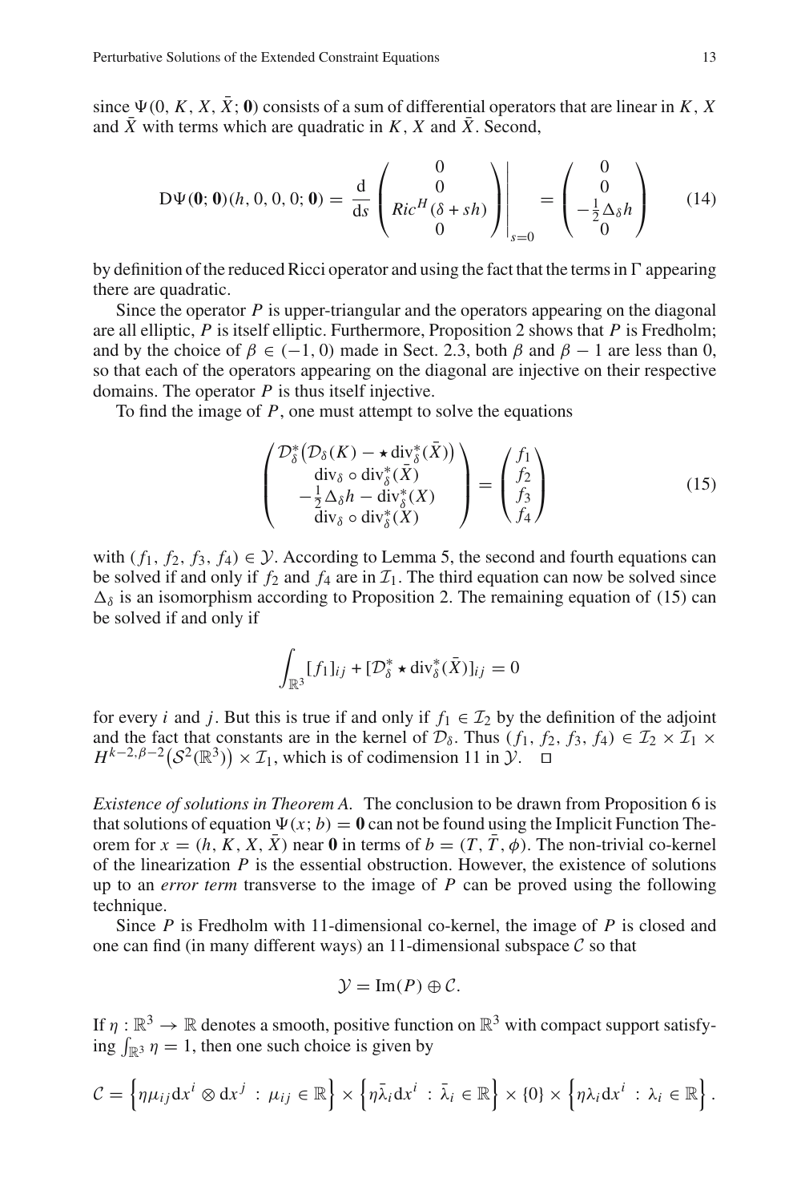since $\Psi(0, K, X, \bar{X}; \mathbf{0})$ consists of a sum of differential operators that are linear in $K$, $X$ and $\bar{X}$ with terms which are quadratic in $K$, $X$ and $\bar{X}$. Second,

$$
D\Psi(\mathbf{0}; \mathbf{0})(h, 0, 0, 0; \mathbf{0}) = \frac{\mathrm{d}}{\mathrm{d}s} \left( \begin{matrix} 0 \\ 0 \\ Ric^H(\delta + sh) \\ 0 \end{matrix} \right) \Bigg|_{s=0} = \left( \begin{matrix} 0 \\ 0 \\ -\frac{1}{2}\Delta_\delta h \\ 0 \end{matrix} \right) \tag{14}
$$

by definition of the reduced Ricci operator and using the fact that the terms in $\Gamma$ appearing there are quadratic.

Since the operator $P$ is upper-triangular and the operators appearing on the diagonal are all elliptic, $P$ is itself elliptic. Furthermore, Proposition 2 shows that $P$ is Fredholm; and by the choice of $\beta \in (-1, 0)$ made in Sect. 2.3, both $\beta$ and $\beta - 1$ are less than 0, so that each of the operators appearing on the diagonal are injective on their respective domains. The operator $P$ is thus itself injective.

To find the image of $P$, one must attempt to solve the equations

$$
\left( \begin{matrix} \mathcal{D}_\delta^*\big(\mathcal{D}_\delta(K) - \star \operatorname{div}_\delta^*(\bar{X})\big) \\ \operatorname{div}_\delta \circ \operatorname{div}_\delta^*(\bar{X}) \\ -\frac{1}{2}\Delta_\delta h - \operatorname{div}_\delta^*(X) \\ \operatorname{div}_\delta \circ \operatorname{div}_\delta^*(X) \end{matrix} \right) = \left( \begin{matrix} f_1 \\ f_2 \\ f_3 \\ f_4 \end{matrix} \right) \tag{15}
$$

with $(f_1, f_2, f_3, f_4) \in \mathcal{Y}$. According to Lemma 5, the second and fourth equations can be solved if and only if $f_2$ and $f_4$ are in $\mathcal{I}_1$. The third equation can now be solved since $\Delta_\delta$ is an isomorphism according to Proposition 2. The remaining equation of (15) can be solved if and only if

$$
\int_{\mathbb{R}^3} [f_1]_{ij} + [\mathcal{D}_\delta^* \star \operatorname{div}_\delta^*(\bar{X})]_{ij} = 0
$$

for every $i$ and $j$. But this is true if and only if $f_1 \in \mathcal{I}_2$ by the definition of the adjoint and the fact that constants are in the kernel of $\mathcal{D}_\delta$. Thus $(f_1, f_2, f_3, f_4) \in \mathcal{I}_2 \times \mathcal{I}_1 \times H^{k-2,\beta-2}\big(\mathcal{S}^2(\mathbb{R}^3)\big) \times \mathcal{I}_1$, which is of codimension 11 in $\mathcal{Y}$. □

*Existence of solutions in Theorem A.* The conclusion to be drawn from Proposition 6 is that solutions of equation $\Psi(x; b) = \mathbf{0}$ can not be found using the Implicit Function Theorem for $x = (h, K, X, \bar{X})$ near $\mathbf{0}$ in terms of $b = (T, \bar{T}, \phi)$. The non-trivial co-kernel of the linearization $P$ is the essential obstruction. However, the existence of solutions up to an *error term* transverse to the image of $P$ can be proved using the following technique.

Since $P$ is Fredholm with 11-dimensional co-kernel, the image of $P$ is closed and one can find (in many different ways) an 11-dimensional subspace $\mathcal{C}$ so that

$$
\mathcal{Y} = \operatorname{Im}(P) \oplus \mathcal{C}.
$$

If $\eta : \mathbb{R}^3 \to \mathbb{R}$ denotes a smooth, positive function on $\mathbb{R}^3$ with compact support satisfying $\int_{\mathbb{R}^3} \eta = 1$, then one such choice is given by

$$
\mathcal{C} = \left\{ \eta \mu_{ij} \mathrm{d}x^i \otimes \mathrm{d}x^j \,:\, \mu_{ij} \in \mathbb{R} \right\} \times \left\{ \eta \bar{\lambda}_i \mathrm{d}x^i \,:\, \bar{\lambda}_i \in \mathbb{R} \right\} \times \{0\} \times \left\{ \eta \lambda_i \mathrm{d}x^i \,:\, \lambda_i \in \mathbb{R} \right\}.
$$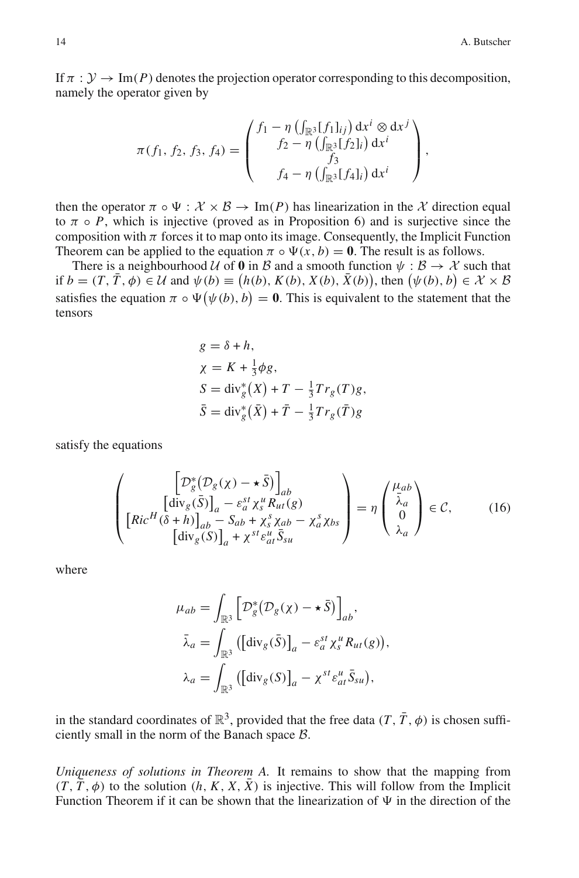If $\pi : \mathcal{Y} \to \mathrm{Im}(P)$ denotes the projection operator corresponding to this decomposition, namely the operator given by

$$\pi(f_1, f_2, f_3, f_4) = \begin{pmatrix} f_1 - \eta \left( \int_{\mathbb{R}^3} [f_1]_{ij} \right) \mathrm{d}x^i \otimes \mathrm{d}x^j \\ f_2 - \eta \left( \int_{\mathbb{R}^3} [f_2]_i \right) \mathrm{d}x^i \\ f_3 \\ f_4 - \eta \left( \int_{\mathbb{R}^3} [f_4]_i \right) \mathrm{d}x^i \end{pmatrix},$$

then the operator $\pi \circ \Psi : \mathcal{X} \times \mathcal{B} \to \mathrm{Im}(P)$ has linearization in the $\mathcal{X}$ direction equal to $\pi \circ P$, which is injective (proved as in Proposition 6) and is surjective since the composition with $\pi$ forces it to map onto its image. Consequently, the Implicit Function Theorem can be applied to the equation $\pi \circ \Psi(x, b) = \mathbf{0}$. The result is as follows.

There is a neighbourhood $\mathcal{U}$ of $\mathbf{0}$ in $\mathcal{B}$ and a smooth function $\psi : \mathcal{B} \to \mathcal{X}$ such that if $b = (T, \bar{T}, \phi) \in \mathcal{U}$ and $\psi(b) \equiv \big(h(b), K(b), X(b), \bar{X}(b)\big)$, then $\big(\psi(b), b\big) \in \mathcal{X} \times \mathcal{B}$ satisfies the equation $\pi \circ \Psi\big(\psi(b), b\big) = \mathbf{0}$. This is equivalent to the statement that the tensors

$$\begin{aligned}
g &= \delta + h, \\
\chi &= K + \tfrac{1}{3}\phi g, \\
S &= \mathrm{div}_g^*\big(X\big) + T - \tfrac{1}{3} Tr_g(T) g, \\
\bar{S} &= \mathrm{div}_g^*\big(\bar{X}\big) + \bar{T} - \tfrac{1}{3} Tr_g(\bar{T}) g
\end{aligned}$$

satisfy the equations

$$\begin{pmatrix} \Big[\mathcal{D}_g^*\big(\mathcal{D}_g(\chi) - \star \bar{S}\big)\Big]_{ab} \\ \big[\mathrm{div}_g(\bar{S})\big]_a - \varepsilon_a^{st} \chi_s^u R_{ut}(g) \\ \big[Ric^H(\delta + h)\big]_{ab} - S_{ab} + \chi_s^s \chi_{ab} - \chi_a^s \chi_{bs} \\ \big[\mathrm{div}_g(S)\big]_a + \chi^{st} \varepsilon_{at}^u \bar{S}_{su} \end{pmatrix} = \eta \begin{pmatrix} \mu_{ab} \\ \bar{\lambda}_a \\ 0 \\ \lambda_a \end{pmatrix} \in \mathcal{C}, \tag{16}$$

where

$$\begin{aligned}
\mu_{ab} &= \int_{\mathbb{R}^3} \Big[\mathcal{D}_g^*\big(\mathcal{D}_g(\chi) - \star \bar{S}\big)\Big]_{ab}, \\
\bar{\lambda}_a &= \int_{\mathbb{R}^3} \big(\big[\mathrm{div}_g(\bar{S})\big]_a - \varepsilon_a^{st} \chi_s^u R_{ut}(g)\big), \\
\lambda_a &= \int_{\mathbb{R}^3} \big(\big[\mathrm{div}_g(S)\big]_a - \chi^{st} \varepsilon_{at}^u \bar{S}_{su}\big),
\end{aligned}$$

in the standard coordinates of $\mathbb{R}^3$, provided that the free data $(T, \bar{T}, \phi)$ is chosen sufficiently small in the norm of the Banach space $\mathcal{B}$.

*Uniqueness of solutions in Theorem A.* It remains to show that the mapping from $(T, \bar{T}, \phi)$ to the solution $(h, K, X, \bar{X})$ is injective. This will follow from the Implicit Function Theorem if it can be shown that the linearization of $\Psi$ in the direction of the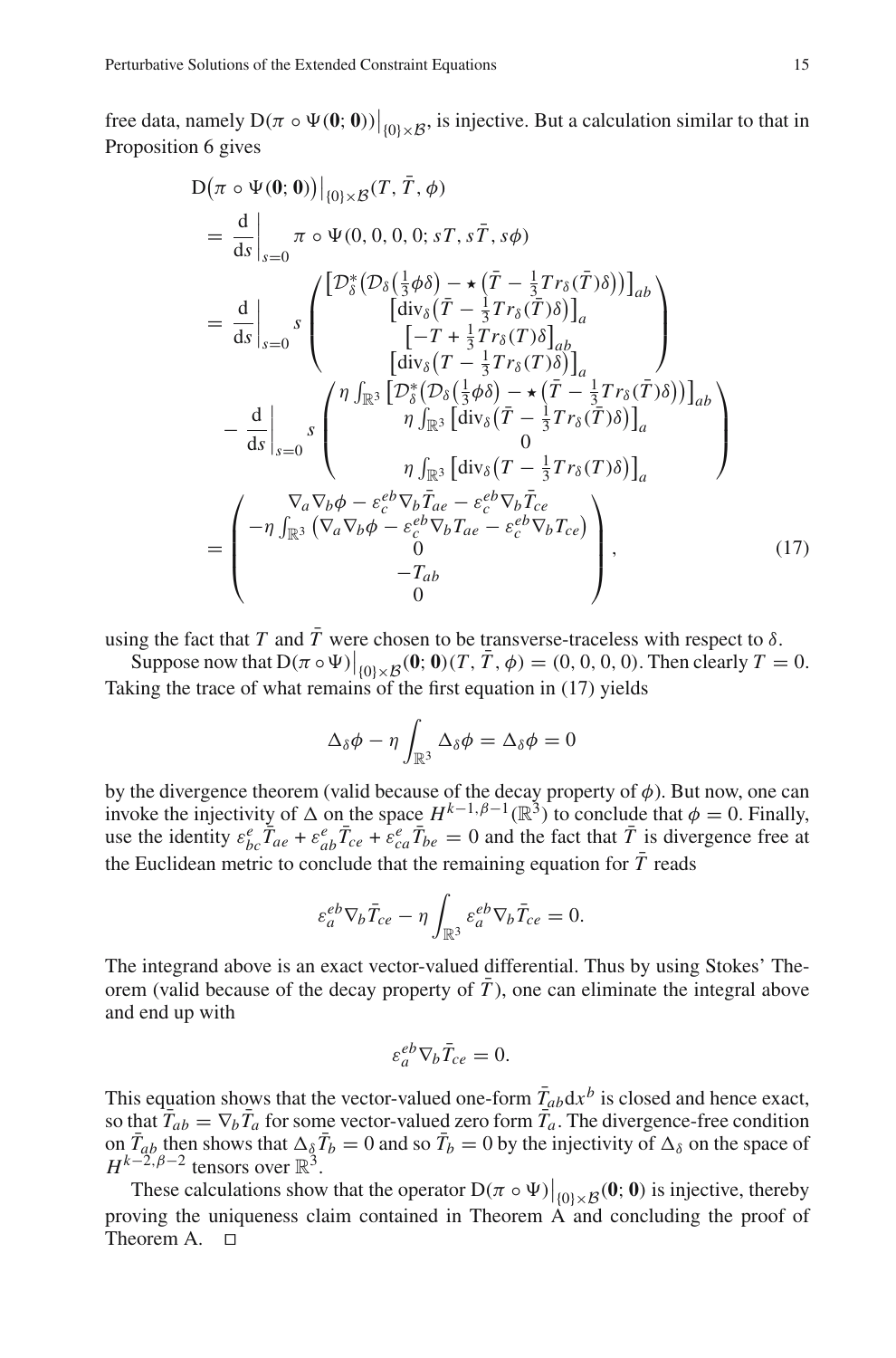free data, namely $\mathrm{D}(\pi \circ \Psi(\mathbf{0};\mathbf{0}))\big|_{\{0\}\times\mathcal{B}}$, is injective. But a calculation similar to that in Proposition 6 gives

$$
\begin{aligned}
&\mathrm{D}\big(\pi \circ \Psi(\mathbf{0};\mathbf{0})\big)\big|_{\{0\}\times\mathcal{B}}(T,\bar{T},\phi) \\
&= \frac{\mathrm{d}}{\mathrm{d}s}\bigg|_{s=0} \pi \circ \Psi(0,0,0,0;sT,s\bar{T},s\phi) \\
&= \frac{\mathrm{d}}{\mathrm{d}s}\bigg|_{s=0} s \begin{pmatrix} \big[\mathcal{D}^*_\delta\big(\mathcal{D}_\delta\big(\tfrac{1}{3}\phi\delta\big) - \star\big(\bar{T} - \tfrac{1}{3}Tr_\delta(\bar{T})\delta\big)\big)\big]_{ab} \\ \big[\mathrm{div}_\delta\big(\bar{T} - \tfrac{1}{3}Tr_\delta(\bar{T})\delta\big)\big]_a \\ \big[-T + \tfrac{1}{3}Tr_\delta(T)\delta\big]_{ab} \\ \big[\mathrm{div}_\delta\big(T - \tfrac{1}{3}Tr_\delta(T)\delta\big)\big]_a \end{pmatrix} \\
&\quad - \frac{\mathrm{d}}{\mathrm{d}s}\bigg|_{s=0} s \begin{pmatrix} \eta\int_{\mathbb{R}^3}\big[\mathcal{D}^*_\delta\big(\mathcal{D}_\delta\big(\tfrac{1}{3}\phi\delta\big) - \star\big(\bar{T} - \tfrac{1}{3}Tr_\delta(\bar{T})\delta\big)\big)\big]_{ab} \\ \eta\int_{\mathbb{R}^3}\big[\mathrm{div}_\delta\big(\bar{T} - \tfrac{1}{3}Tr_\delta(\bar{T})\delta\big)\big]_a \\ 0 \\ \eta\int_{\mathbb{R}^3}\big[\mathrm{div}_\delta\big(T - \tfrac{1}{3}Tr_\delta(T)\delta\big)\big]_a \end{pmatrix} \\
&= \begin{pmatrix} \nabla_a\nabla_b\phi - \varepsilon_c^{eb}\nabla_b\bar{T}_{ae} - \varepsilon_c^{eb}\nabla_b\bar{T}_{ce} \\ -\eta\int_{\mathbb{R}^3}\big(\nabla_a\nabla_b\phi - \varepsilon_c^{eb}\nabla_b T_{ae} - \varepsilon_c^{eb}\nabla_b T_{ce}\big) \\ 0 \\ -T_{ab} \\ 0 \end{pmatrix}, \qquad (17)
\end{aligned}
$$

using the fact that $T$ and $\bar{T}$ were chosen to be transverse-traceless with respect to $\delta$.

Suppose now that $\mathrm{D}(\pi \circ \Psi)\big|_{\{0\}\times\mathcal{B}}(\mathbf{0};\mathbf{0})(T,\bar{T},\phi) = (0,0,0,0)$. Then clearly $T = 0$. Taking the trace of what remains of the first equation in (17) yields

$$
\Delta_\delta\phi - \eta\int_{\mathbb{R}^3}\Delta_\delta\phi = \Delta_\delta\phi = 0
$$

by the divergence theorem (valid because of the decay property of $\phi$). But now, one can invoke the injectivity of $\Delta$ on the space $H^{k-1,\beta-1}(\mathbb{R}^3)$ to conclude that $\phi = 0$. Finally, use the identity $\varepsilon_{bc}^{e}\bar{T}_{ae} + \varepsilon_{ab}^{e}\bar{T}_{ce} + \varepsilon_{ca}^{e}\bar{T}_{be} = 0$ and the fact that $\bar{T}$ is divergence free at the Euclidean metric to conclude that the remaining equation for $\bar{T}$ reads

$$
\varepsilon_a^{eb}\nabla_b\bar{T}_{ce} - \eta\int_{\mathbb{R}^3}\varepsilon_a^{eb}\nabla_b\bar{T}_{ce} = 0.
$$

The integrand above is an exact vector-valued differential. Thus by using Stokes' Theorem (valid because of the decay property of $\bar{T}$), one can eliminate the integral above and end up with

$$
\varepsilon_a^{eb}\nabla_b\bar{T}_{ce} = 0.
$$

This equation shows that the vector-valued one-form $\bar{T}_{ab}\mathrm{d}x^b$ is closed and hence exact, so that $\bar{T}_{ab} = \nabla_b\bar{T}_a$ for some vector-valued zero form $\bar{T}_a$. The divergence-free condition on $\bar{T}_{ab}$ then shows that $\Delta_\delta\bar{T}_b = 0$ and so $\bar{T}_b = 0$ by the injectivity of $\Delta_\delta$ on the space of $H^{k-2,\beta-2}$ tensors over $\mathbb{R}^3$.

These calculations show that the operator $\mathrm{D}(\pi \circ \Psi)\big|_{\{0\}\times\mathcal{B}}(\mathbf{0};\mathbf{0})$ is injective, thereby proving the uniqueness claim contained in Theorem A and concluding the proof of Theorem A. $\square$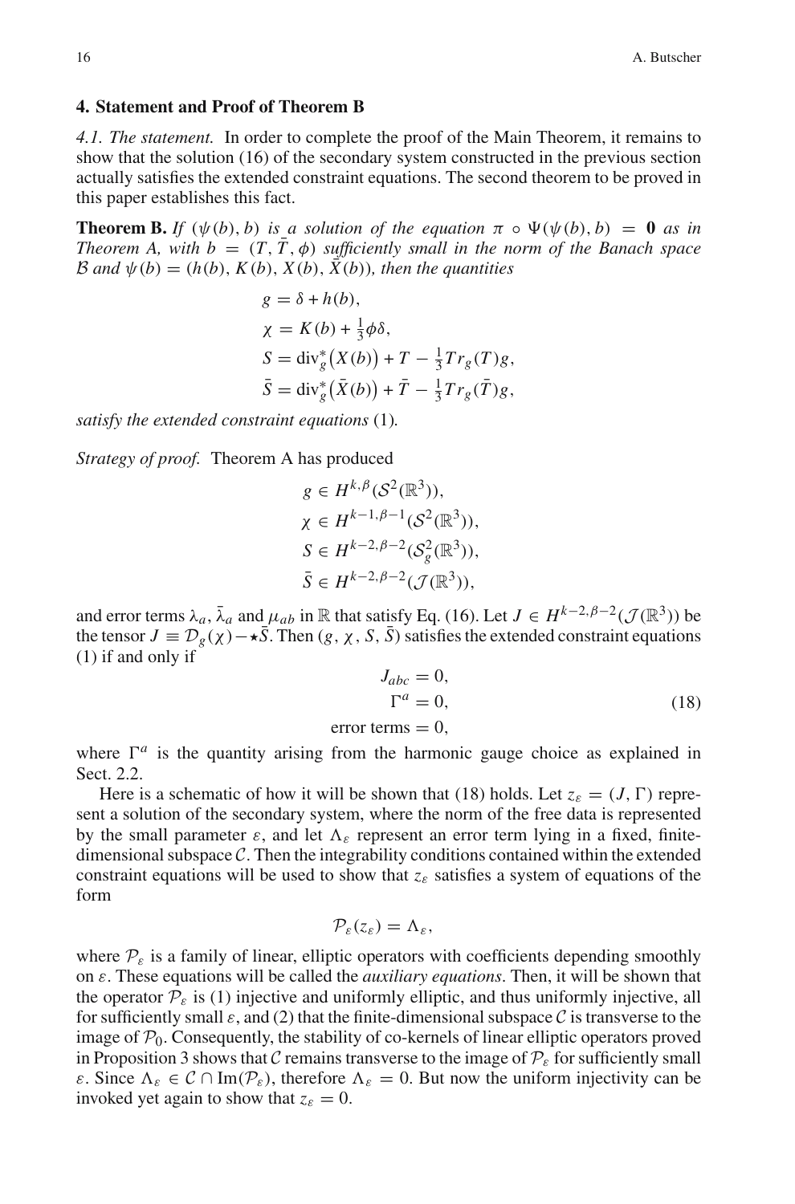## 4. Statement and Proof of Theorem B

*4.1. The statement.* In order to complete the proof of the Main Theorem, it remains to show that the solution (16) of the secondary system constructed in the previous section actually satisfies the extended constraint equations. The second theorem to be proved in this paper establishes this fact.

**Theorem B.** *If $(\psi(b), b)$ is a solution of the equation $\pi \circ \Psi(\psi(b), b) = \mathbf{0}$ as in Theorem A, with $b = (T, \bar{T}, \phi)$ sufficiently small in the norm of the Banach space $\mathcal{B}$ and $\psi(b) = (h(b), K(b), X(b), \bar{X}(b))$, then the quantities*

$$
\begin{aligned}
g &= \delta + h(b),\\
\chi &= K(b) + \tfrac{1}{3}\phi\delta,\\
S &= \operatorname{div}_g^*\big(X(b)\big) + T - \tfrac{1}{3}Tr_g(T)g,\\
\bar{S} &= \operatorname{div}_g^*\big(\bar{X}(b)\big) + \bar{T} - \tfrac{1}{3}Tr_g(\bar{T})g,
\end{aligned}
$$

*satisfy the extended constraint equations* (1)*.*

*Strategy of proof.* Theorem A has produced

$$
\begin{aligned}
g &\in H^{k,\beta}(\mathcal{S}^2(\mathbb{R}^3)),\\
\chi &\in H^{k-1,\beta-1}(\mathcal{S}^2(\mathbb{R}^3)),\\
S &\in H^{k-2,\beta-2}(\mathcal{S}_g^2(\mathbb{R}^3)),\\
\bar{S} &\in H^{k-2,\beta-2}(\mathcal{J}(\mathbb{R}^3)),
\end{aligned}
$$

and error terms $\lambda_a$, $\bar{\lambda}_a$ and $\mu_{ab}$ in $\mathbb{R}$ that satisfy Eq. (16). Let $J \in H^{k-2,\beta-2}(\mathcal{J}(\mathbb{R}^3))$ be the tensor $J \equiv \mathcal{D}_g(\chi) - \star\bar{S}$. Then $(g, \chi, S, \bar{S})$ satisfies the extended constraint equations (1) if and only if

$$
\begin{aligned}
J_{abc} &= 0,\\
\Gamma^a &= 0, \qquad\qquad (18)\\
\text{error terms} &= 0,
\end{aligned}
$$

where $\Gamma^a$ is the quantity arising from the harmonic gauge choice as explained in Sect. 2.2.

Here is a schematic of how it will be shown that (18) holds. Let $z_\varepsilon = (J, \Gamma)$ represent a solution of the secondary system, where the norm of the free data is represented by the small parameter $\varepsilon$, and let $\Lambda_\varepsilon$ represent an error term lying in a fixed, finite-dimensional subspace $\mathcal{C}$. Then the integrability conditions contained within the extended constraint equations will be used to show that $z_\varepsilon$ satisfies a system of equations of the form

$$
\mathcal{P}_\varepsilon(z_\varepsilon) = \Lambda_\varepsilon,
$$

where $\mathcal{P}_\varepsilon$ is a family of linear, elliptic operators with coefficients depending smoothly on $\varepsilon$. These equations will be called the *auxiliary equations*. Then, it will be shown that the operator $\mathcal{P}_\varepsilon$ is (1) injective and uniformly elliptic, and thus uniformly injective, all for sufficiently small $\varepsilon$, and (2) that the finite-dimensional subspace $\mathcal{C}$ is transverse to the image of $\mathcal{P}_0$. Consequently, the stability of co-kernels of linear elliptic operators proved in Proposition 3 shows that $\mathcal{C}$ remains transverse to the image of $\mathcal{P}_\varepsilon$ for sufficiently small $\varepsilon$. Since $\Lambda_\varepsilon \in \mathcal{C} \cap \operatorname{Im}(\mathcal{P}_\varepsilon)$, therefore $\Lambda_\varepsilon = 0$. But now the uniform injectivity can be invoked yet again to show that $z_\varepsilon = 0$.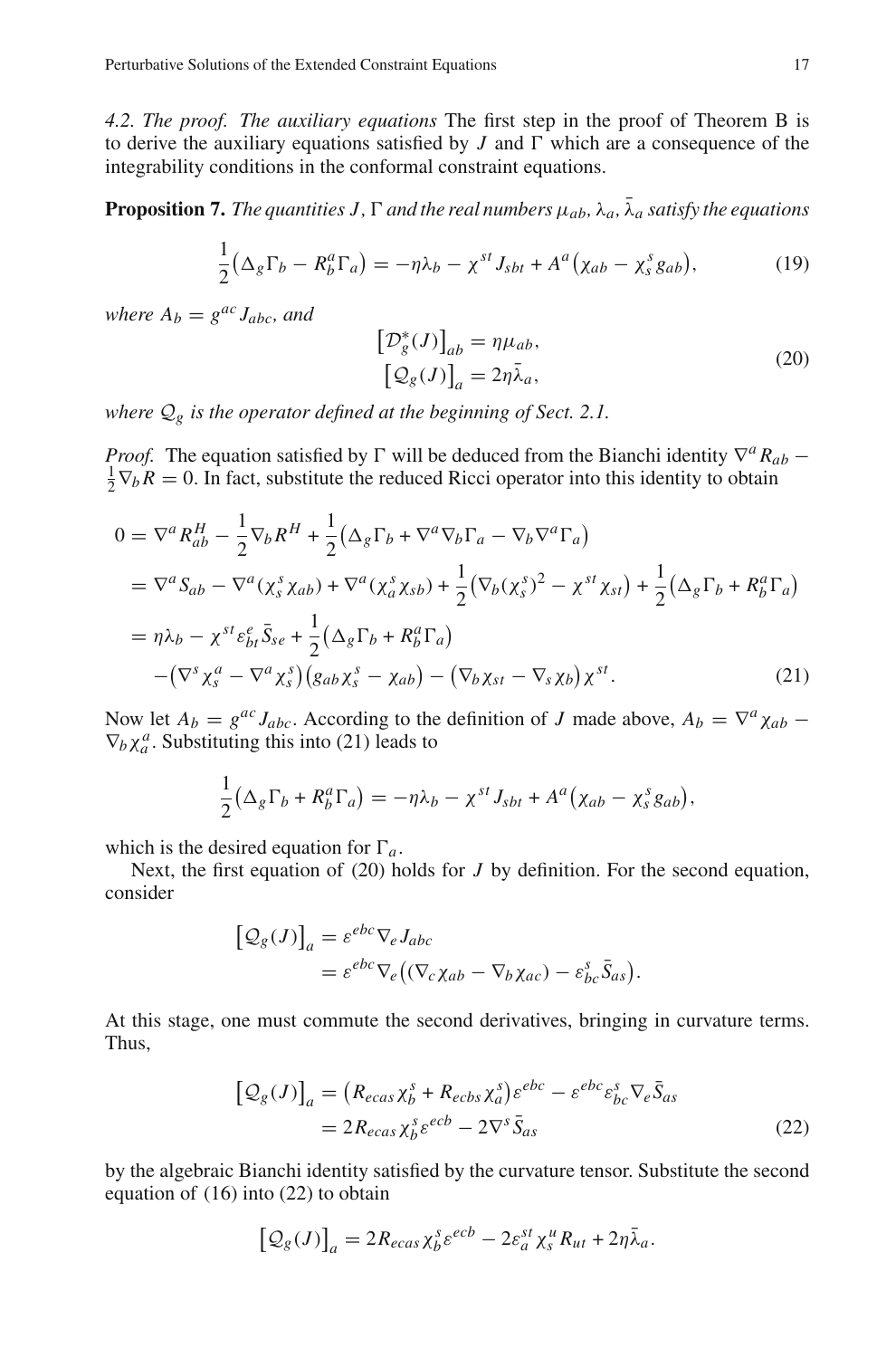*4.2. The proof. The auxiliary equations* The first step in the proof of Theorem B is to derive the auxiliary equations satisfied by $J$ and $\Gamma$ which are a consequence of the integrability conditions in the conformal constraint equations.

**Proposition 7.** *The quantities $J$, $\Gamma$ and the real numbers $\mu_{ab}$, $\lambda_a$, $\bar{\lambda}_a$ satisfy the equations*

$$\frac{1}{2}\big(\Delta_g \Gamma_b - R^a_b \Gamma_a\big) = -\eta\lambda_b - \chi^{st} J_{sbt} + A^a\big(\chi_{ab} - \chi^s_s g_{ab}\big), \tag{19}$$

*where $A_b = g^{ac} J_{abc}$, and*

$$\begin{aligned} \big[\mathcal{D}^*_g(J)\big]_{ab} &= \eta\mu_{ab}, \\ \big[\mathcal{Q}_g(J)\big]_a &= 2\eta\bar{\lambda}_a, \end{aligned} \tag{20}$$

*where $\mathcal{Q}_g$ is the operator defined at the beginning of Sect. 2.1.*

*Proof.* The equation satisfied by $\Gamma$ will be deduced from the Bianchi identity $\nabla^a R_{ab} - \frac{1}{2}\nabla_b R = 0$. In fact, substitute the reduced Ricci operator into this identity to obtain

$$\begin{aligned} 0 &= \nabla^a R^H_{ab} - \frac{1}{2}\nabla_b R^H + \frac{1}{2}\big(\Delta_g \Gamma_b + \nabla^a \nabla_b \Gamma_a - \nabla_b \nabla^a \Gamma_a\big) \\ &= \nabla^a S_{ab} - \nabla^a(\chi^s_s \chi_{ab}) + \nabla^a(\chi^s_a \chi_{sb}) + \frac{1}{2}\big(\nabla_b (\chi^s_s)^2 - \chi^{st}\chi_{st}\big) + \frac{1}{2}\big(\Delta_g \Gamma_b + R^a_b \Gamma_a\big) \\ &= \eta\lambda_b - \chi^{st}\varepsilon^e_{bt}\bar{S}_{se} + \frac{1}{2}\big(\Delta_g \Gamma_b + R^a_b \Gamma_a\big) \\ &\quad - \big(\nabla^s \chi^a_s - \nabla^a \chi^s_s\big)\big(g_{ab}\chi^s_s - \chi_{ab}\big) - \big(\nabla_b \chi_{st} - \nabla_s \chi_b\big)\chi^{st}. \end{aligned} \tag{21}$$

Now let $A_b = g^{ac} J_{abc}$. According to the definition of $J$ made above, $A_b = \nabla^a \chi_{ab} - \nabla_b \chi^a_a$. Substituting this into (21) leads to

$$\frac{1}{2}\big(\Delta_g \Gamma_b + R^a_b \Gamma_a\big) = -\eta\lambda_b - \chi^{st} J_{sbt} + A^a\big(\chi_{ab} - \chi^s_s g_{ab}\big),$$

which is the desired equation for $\Gamma_a$.

Next, the first equation of (20) holds for $J$ by definition. For the second equation, consider

$$\begin{aligned} \big[\mathcal{Q}_g(J)\big]_a &= \varepsilon^{ebc}\nabla_e J_{abc} \\ &= \varepsilon^{ebc}\nabla_e\big((\nabla_c \chi_{ab} - \nabla_b \chi_{ac}) - \varepsilon^s_{bc}\bar{S}_{as}\big). \end{aligned}$$

At this stage, one must commute the second derivatives, bringing in curvature terms. Thus,

$$\begin{aligned} \big[\mathcal{Q}_g(J)\big]_a &= \big(R_{ecas}\chi^s_b + R_{ecbs}\chi^s_a\big)\varepsilon^{ebc} - \varepsilon^{ebc}\varepsilon^s_{bc}\nabla_e \bar{S}_{as} \\ &= 2R_{ecas}\chi^s_b \varepsilon^{ecb} - 2\nabla^s \bar{S}_{as} \end{aligned} \tag{22}$$

by the algebraic Bianchi identity satisfied by the curvature tensor. Substitute the second equation of (16) into (22) to obtain

$$\big[\mathcal{Q}_g(J)\big]_a = 2R_{ecas}\chi^s_b \varepsilon^{ecb} - 2\varepsilon^{st}_a \chi^u_s R_{ut} + 2\eta\bar{\lambda}_a.$$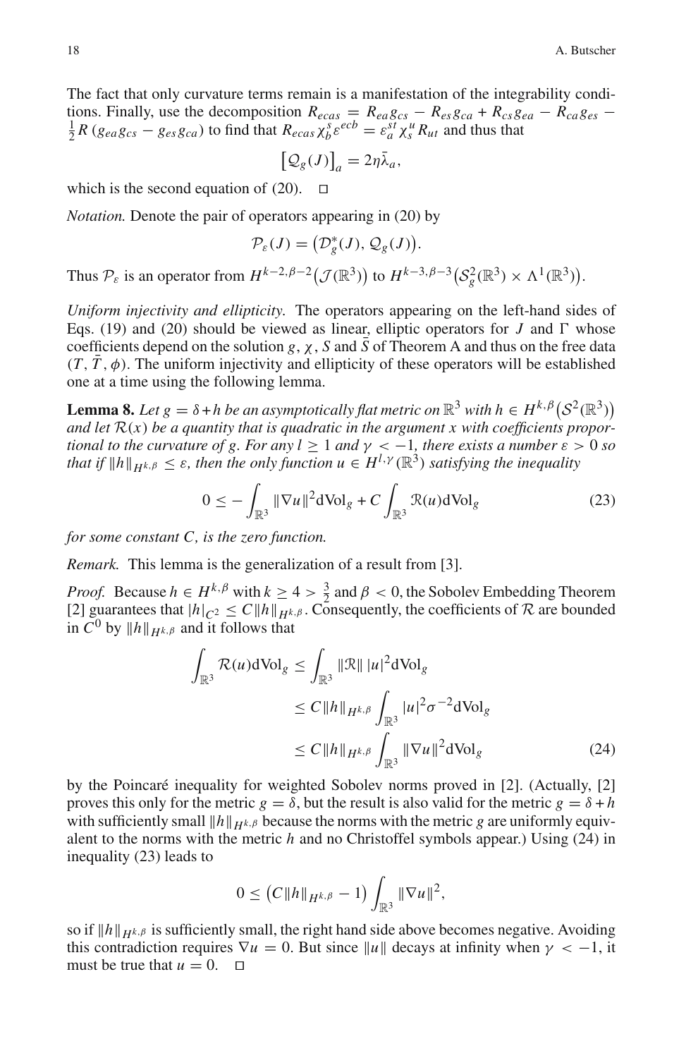The fact that only curvature terms remain is a manifestation of the integrability conditions. Finally, use the decomposition $R_{ecas} = R_{ea}g_{cs} - R_{es}g_{ca} + R_{cs}g_{ea} - R_{ca}g_{es} - \frac{1}{2}R\,(g_{ea}g_{cs} - g_{es}g_{ca})$ to find that $R_{ecas}\chi^s_b\varepsilon^{ecb} = \varepsilon^{st}_a\chi^u_s R_{ut}$ and thus that

$$\big[\mathcal{Q}_g(J)\big]_a = 2\eta\bar{\lambda}_a,$$

which is the second equation of (20). □

*Notation.* Denote the pair of operators appearing in (20) by

$$\mathcal{P}_\varepsilon(J) = \big(\mathcal{D}^*_g(J),\, \mathcal{Q}_g(J)\big).$$

Thus $\mathcal{P}_\varepsilon$ is an operator from $H^{k-2,\beta-2}\big(\mathcal{J}(\mathbb{R}^3)\big)$ to $H^{k-3,\beta-3}\big(\mathcal{S}^2_g(\mathbb{R}^3) \times \Lambda^1(\mathbb{R}^3)\big)$.

*Uniform injectivity and ellipticity.* The operators appearing on the left-hand sides of Eqs. (19) and (20) should be viewed as linear, elliptic operators for $J$ and $\Gamma$ whose coefficients depend on the solution $g$, $\chi$, $S$ and $\bar{S}$ of Theorem A and thus on the free data $(T, \bar{T}, \phi)$. The uniform injectivity and ellipticity of these operators will be established one at a time using the following lemma.

**Lemma 8.** *Let $g = \delta + h$ be an asymptotically flat metric on $\mathbb{R}^3$ with $h \in H^{k,\beta}\big(\mathcal{S}^2(\mathbb{R}^3)\big)$ and let $\mathcal{R}(x)$ be a quantity that is quadratic in the argument $x$ with coefficients proportional to the curvature of $g$. For any $l \geq 1$ and $\gamma < -1$, there exists a number $\varepsilon > 0$ so that if $\|h\|_{H^{k,\beta}} \leq \varepsilon$, then the only function $u \in H^{l,\gamma}(\mathbb{R}^3)$ satisfying the inequality*

$$0 \leq -\int_{\mathbb{R}^3} \|\nabla u\|^2 \mathrm{dVol}_g + C\int_{\mathbb{R}^3} \mathcal{R}(u)\mathrm{dVol}_g \tag{23}$$

*for some constant $C$, is the zero function.*

*Remark.* This lemma is the generalization of a result from [3].

*Proof.* Because $h \in H^{k,\beta}$ with $k \geq 4 > \frac{3}{2}$ and $\beta < 0$, the Sobolev Embedding Theorem [2] guarantees that $|h|_{C^2} \leq C\|h\|_{H^{k,\beta}}$. Consequently, the coefficients of $\mathcal{R}$ are bounded in $C^0$ by $\|h\|_{H^{k,\beta}}$ and it follows that

$$\begin{aligned}
\int_{\mathbb{R}^3} \mathcal{R}(u)\mathrm{dVol}_g &\leq \int_{\mathbb{R}^3} \|\mathcal{R}\|\,|u|^2 \mathrm{dVol}_g \\
&\leq C\|h\|_{H^{k,\beta}} \int_{\mathbb{R}^3} |u|^2\sigma^{-2}\mathrm{dVol}_g \\
&\leq C\|h\|_{H^{k,\beta}} \int_{\mathbb{R}^3} \|\nabla u\|^2 \mathrm{dVol}_g
\end{aligned} \tag{24}$$

by the Poincaré inequality for weighted Sobolev norms proved in [2]. (Actually, [2] proves this only for the metric $g = \delta$, but the result is also valid for the metric $g = \delta + h$ with sufficiently small $\|h\|_{H^{k,\beta}}$ because the norms with the metric $g$ are uniformly equivalent to the norms with the metric $h$ and no Christoffel symbols appear.) Using (24) in inequality (23) leads to

$$0 \leq \big(C\|h\|_{H^{k,\beta}} - 1\big)\int_{\mathbb{R}^3} \|\nabla u\|^2,$$

so if $\|h\|_{H^{k,\beta}}$ is sufficiently small, the right hand side above becomes negative. Avoiding this contradiction requires $\nabla u = 0$. But since $\|u\|$ decays at infinity when $\gamma < -1$, it must be true that $u = 0$. □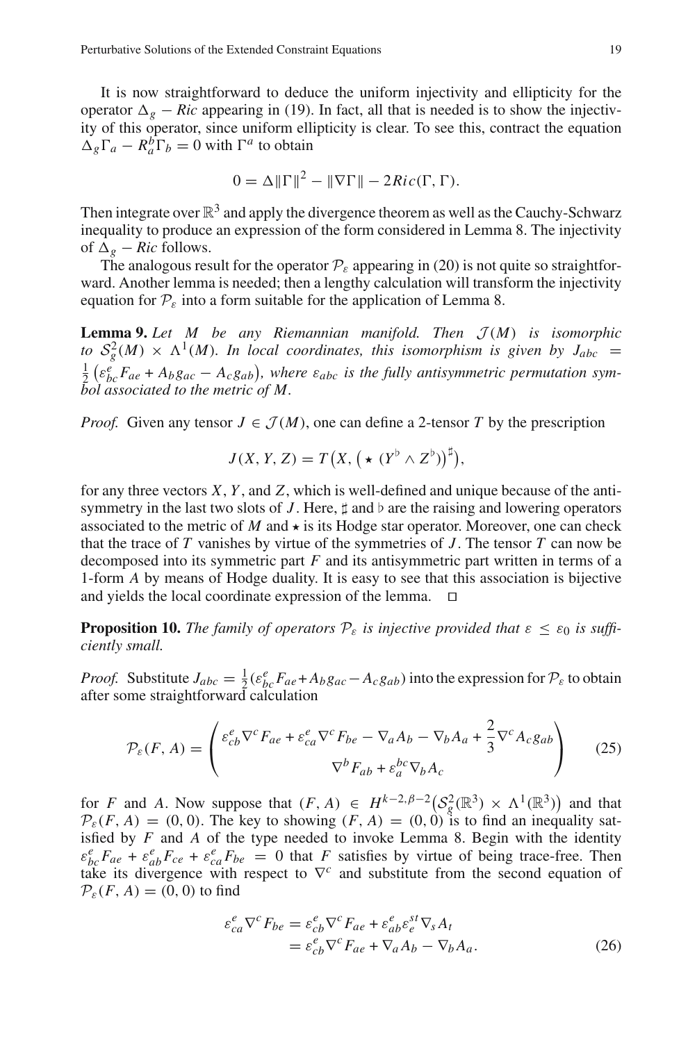It is now straightforward to deduce the uniform injectivity and ellipticity for the operator $\Delta_g - Ric$ appearing in (19). In fact, all that is needed is to show the injectivity of this operator, since uniform ellipticity is clear. To see this, contract the equation $\Delta_g \Gamma_a - R_a^b \Gamma_b = 0$ with $\Gamma^a$ to obtain

$$0 = \Delta \|\Gamma\|^2 - \|\nabla \Gamma\| - 2Ric(\Gamma, \Gamma).$$

Then integrate over $\mathbb{R}^3$ and apply the divergence theorem as well as the Cauchy-Schwarz inequality to produce an expression of the form considered in Lemma 8. The injectivity of $\Delta_g - Ric$ follows.

The analogous result for the operator $\mathcal{P}_\varepsilon$ appearing in (20) is not quite so straightforward. Another lemma is needed; then a lengthy calculation will transform the injectivity equation for $\mathcal{P}_\varepsilon$ into a form suitable for the application of Lemma 8.

**Lemma 9.** *Let $M$ be any Riemannian manifold. Then $\mathcal{J}(M)$ is isomorphic to $\mathcal{S}_g^2(M) \times \Lambda^1(M)$. In local coordinates, this isomorphism is given by $J_{abc} = \frac{1}{2}\left(\varepsilon_{bc}^e F_{ae} + A_b g_{ac} - A_c g_{ab}\right)$, where $\varepsilon_{abc}$ is the fully antisymmetric permutation symbol associated to the metric of $M$.*

*Proof.* Given any tensor $J \in \mathcal{J}(M)$, one can define a 2-tensor $T$ by the prescription

$$J(X, Y, Z) = T\big(X, \big(\star\, (Y^\flat \wedge Z^\flat)\big)^\sharp\big),$$

for any three vectors $X$, $Y$, and $Z$, which is well-defined and unique because of the antisymmetry in the last two slots of $J$. Here, $\sharp$ and $\flat$ are the raising and lowering operators associated to the metric of $M$ and $\star$ is its Hodge star operator. Moreover, one can check that the trace of $T$ vanishes by virtue of the symmetries of $J$. The tensor $T$ can now be decomposed into its symmetric part $F$ and its antisymmetric part written in terms of a 1-form $A$ by means of Hodge duality. It is easy to see that this association is bijective and yields the local coordinate expression of the lemma. $\square$

**Proposition 10.** *The family of operators $\mathcal{P}_\varepsilon$ is injective provided that $\varepsilon \leq \varepsilon_0$ is sufficiently small.*

*Proof.* Substitute $J_{abc} = \frac{1}{2}(\varepsilon_{bc}^e F_{ae} + A_b g_{ac} - A_c g_{ab})$ into the expression for $\mathcal{P}_\varepsilon$ to obtain after some straightforward calculation

$$\mathcal{P}_\varepsilon(F, A) = \begin{pmatrix} \varepsilon_{cb}^e \nabla^c F_{ae} + \varepsilon_{ca}^e \nabla^c F_{be} - \nabla_a A_b - \nabla_b A_a + \dfrac{2}{3} \nabla^c A_c g_{ab} \\ \nabla^b F_{ab} + \varepsilon_a^{bc} \nabla_b A_c \end{pmatrix} \tag{25}$$

for $F$ and $A$. Now suppose that $(F, A) \in H^{k-2,\beta-2}\big(\mathcal{S}_g^2(\mathbb{R}^3) \times \Lambda^1(\mathbb{R}^3)\big)$ and that $\mathcal{P}_\varepsilon(F, A) = (0, 0)$. The key to showing $(F, A) = (0, 0)$ is to find an inequality satisfied by $F$ and $A$ of the type needed to invoke Lemma 8. Begin with the identity $\varepsilon_{bc}^e F_{ae} + \varepsilon_{ab}^e F_{ce} + \varepsilon_{ca}^e F_{be} = 0$ that $F$ satisfies by virtue of being trace-free. Then take its divergence with respect to $\nabla^c$ and substitute from the second equation of $\mathcal{P}_\varepsilon(F, A) = (0, 0)$ to find

$$\begin{aligned} \varepsilon_{ca}^e \nabla^c F_{be} &= \varepsilon_{cb}^e \nabla^c F_{ae} + \varepsilon_{ab}^e \varepsilon_e^{st} \nabla_s A_t \\ &= \varepsilon_{cb}^e \nabla^c F_{ae} + \nabla_a A_b - \nabla_b A_a. \end{aligned} \tag{26}$$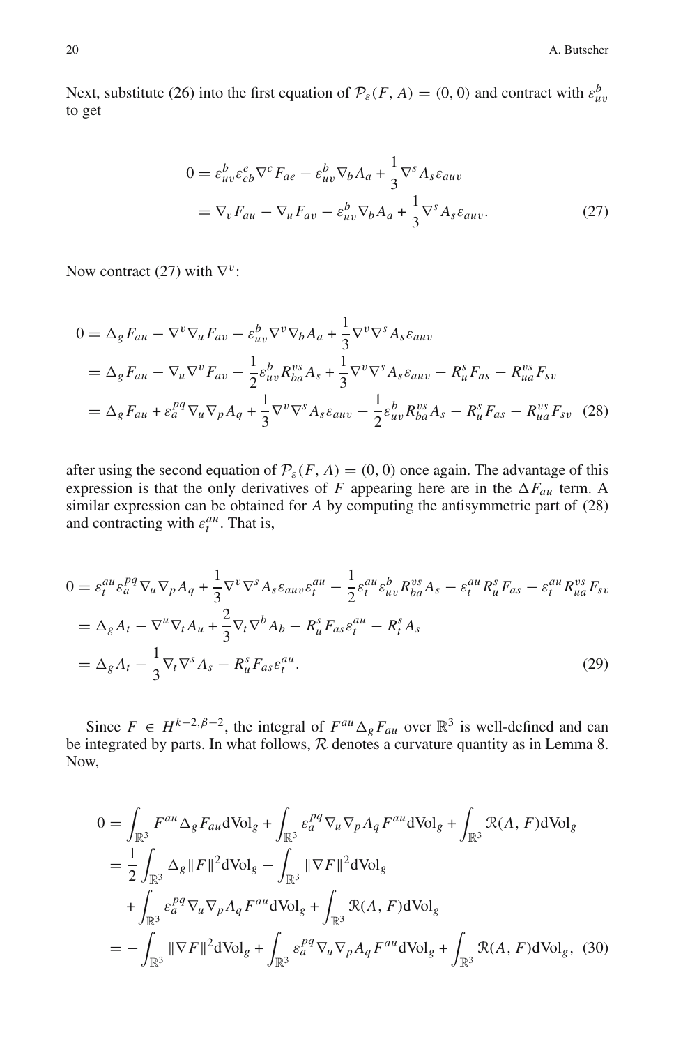Next, substitute (26) into the first equation of $\mathcal{P}_\varepsilon(F, A) = (0, 0)$ and contract with $\varepsilon_{uv}^{b}$ to get

$$
\begin{aligned}
0 &= \varepsilon_{uv}^{b}\varepsilon_{cb}^{e}\nabla^c F_{ae} - \varepsilon_{uv}^{b}\nabla_b A_a + \frac{1}{3}\nabla^s A_s \varepsilon_{auv} \\
&= \nabla_v F_{au} - \nabla_u F_{av} - \varepsilon_{uv}^{b}\nabla_b A_a + \frac{1}{3}\nabla^s A_s \varepsilon_{auv}.
\end{aligned}
\tag{27}
$$

Now contract (27) with $\nabla^v$:

$$
\begin{aligned}
0 &= \Delta_g F_{au} - \nabla^v\nabla_u F_{av} - \varepsilon_{uv}^{b}\nabla^v\nabla_b A_a + \frac{1}{3}\nabla^v\nabla^s A_s \varepsilon_{auv} \\
&= \Delta_g F_{au} - \nabla_u\nabla^v F_{av} - \frac{1}{2}\varepsilon_{uv}^{b} R_{ba}^{vs} A_s + \frac{1}{3}\nabla^v\nabla^s A_s \varepsilon_{auv} - R_u^s F_{as} - R_{ua}^{vs} F_{sv} \\
&= \Delta_g F_{au} + \varepsilon_a^{pq}\nabla_u\nabla_p A_q + \frac{1}{3}\nabla^v\nabla^s A_s \varepsilon_{auv} - \frac{1}{2}\varepsilon_{uv}^{b} R_{ba}^{vs} A_s - R_u^s F_{as} - R_{ua}^{vs} F_{sv}
\end{aligned}
\tag{28}
$$

after using the second equation of $\mathcal{P}_\varepsilon(F, A) = (0, 0)$ once again. The advantage of this expression is that the only derivatives of $F$ appearing here are in the $\Delta F_{au}$ term. A similar expression can be obtained for $A$ by computing the antisymmetric part of (28) and contracting with $\varepsilon_t^{au}$. That is,

$$
\begin{aligned}
0 &= \varepsilon_t^{au}\varepsilon_a^{pq}\nabla_u\nabla_p A_q + \frac{1}{3}\nabla^v\nabla^s A_s \varepsilon_{auv}\varepsilon_t^{au} - \frac{1}{2}\varepsilon_t^{au}\varepsilon_{uv}^{b} R_{ba}^{vs} A_s - \varepsilon_t^{au} R_u^s F_{as} - \varepsilon_t^{au} R_{ua}^{vs} F_{sv} \\
&= \Delta_g A_t - \nabla^u\nabla_t A_u + \frac{2}{3}\nabla_t\nabla^b A_b - R_u^s F_{as}\varepsilon_t^{au} - R_t^s A_s \\
&= \Delta_g A_t - \frac{1}{3}\nabla_t\nabla^s A_s - R_u^s F_{as}\varepsilon_t^{au}.
\end{aligned}
\tag{29}
$$

Since $F \in H^{k-2,\beta-2}$, the integral of $F^{au}\Delta_g F_{au}$ over $\mathbb{R}^3$ is well-defined and can be integrated by parts. In what follows, $\mathcal{R}$ denotes a curvature quantity as in Lemma 8. Now,

$$
\begin{aligned}
0 &= \int_{\mathbb{R}^3} F^{au}\Delta_g F_{au}\,\mathrm{dVol}_g + \int_{\mathbb{R}^3}\varepsilon_a^{pq}\nabla_u\nabla_p A_q F^{au}\,\mathrm{dVol}_g + \int_{\mathbb{R}^3}\mathcal{R}(A, F)\,\mathrm{dVol}_g \\
&= \frac{1}{2}\int_{\mathbb{R}^3}\Delta_g\|F\|^2\,\mathrm{dVol}_g - \int_{\mathbb{R}^3}\|\nabla F\|^2\,\mathrm{dVol}_g \\
&\quad + \int_{\mathbb{R}^3}\varepsilon_a^{pq}\nabla_u\nabla_p A_q F^{au}\,\mathrm{dVol}_g + \int_{\mathbb{R}^3}\mathcal{R}(A, F)\,\mathrm{dVol}_g \\
&= -\int_{\mathbb{R}^3}\|\nabla F\|^2\,\mathrm{dVol}_g + \int_{\mathbb{R}^3}\varepsilon_a^{pq}\nabla_u\nabla_p A_q F^{au}\,\mathrm{dVol}_g + \int_{\mathbb{R}^3}\mathcal{R}(A, F)\,\mathrm{dVol}_g,
\end{aligned}
\tag{30}
$$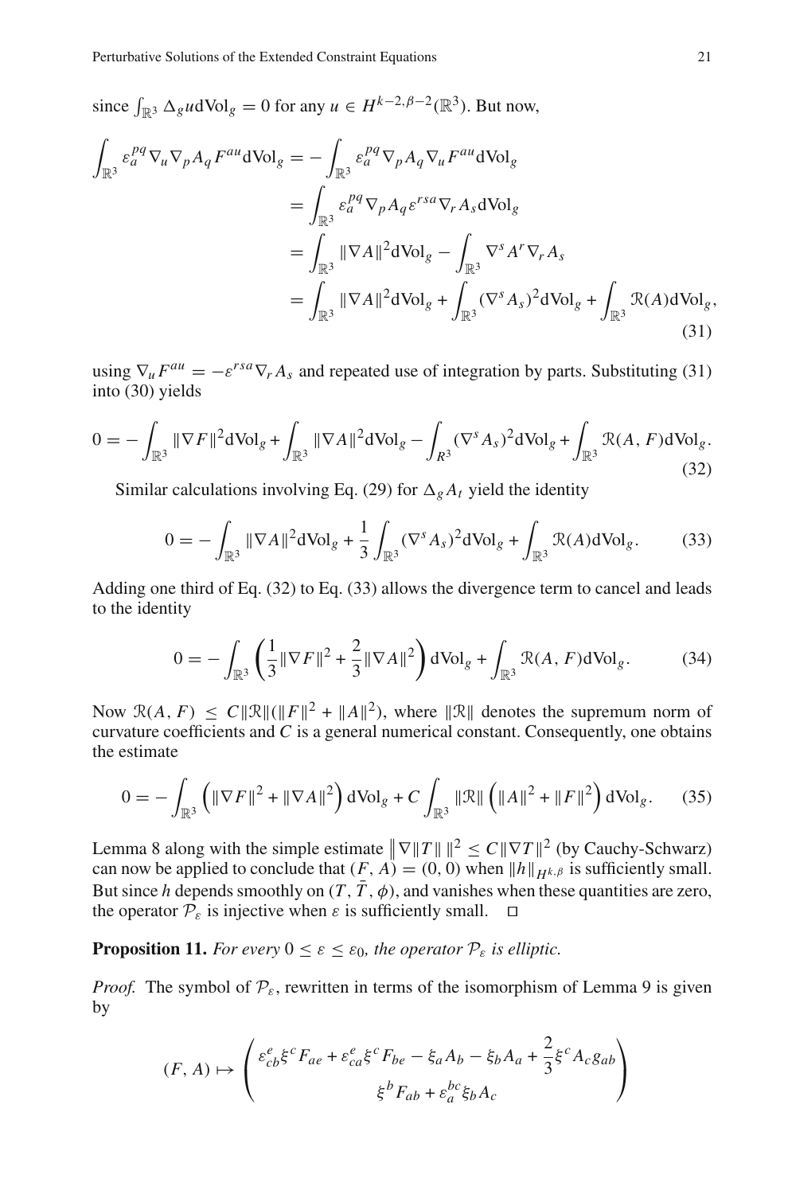since $\int_{\mathbb{R}^3} \Delta_g u \mathrm{dVol}_g = 0$ for any $u \in H^{k-2,\beta-2}(\mathbb{R}^3)$. But now,

$$
\begin{aligned}
\int_{\mathbb{R}^3} \varepsilon_a^{pq} \nabla_u \nabla_p A_q F^{au} \mathrm{dVol}_g &= -\int_{\mathbb{R}^3} \varepsilon_a^{pq} \nabla_p A_q \nabla_u F^{au} \mathrm{dVol}_g \\
&= \int_{\mathbb{R}^3} \varepsilon_a^{pq} \nabla_p A_q \varepsilon^{rsa} \nabla_r A_s \mathrm{dVol}_g \\
&= \int_{\mathbb{R}^3} \|\nabla A\|^2 \mathrm{dVol}_g - \int_{\mathbb{R}^3} \nabla^s A^r \nabla_r A_s \\
&= \int_{\mathbb{R}^3} \|\nabla A\|^2 \mathrm{dVol}_g + \int_{\mathbb{R}^3} (\nabla^s A_s)^2 \mathrm{dVol}_g + \int_{\mathbb{R}^3} \mathcal{R}(A) \mathrm{dVol}_g,
\end{aligned}
\tag{31}
$$

using $\nabla_u F^{au} = -\varepsilon^{rsa} \nabla_r A_s$ and repeated use of integration by parts. Substituting (31) into (30) yields

$$
0 = -\int_{\mathbb{R}^3} \|\nabla F\|^2 \mathrm{dVol}_g + \int_{\mathbb{R}^3} \|\nabla A\|^2 \mathrm{dVol}_g - \int_{R^3} (\nabla^s A_s)^2 \mathrm{dVol}_g + \int_{\mathbb{R}^3} \mathcal{R}(A, F) \mathrm{dVol}_g.
\tag{32}
$$

Similar calculations involving Eq. (29) for $\Delta_g A_t$ yield the identity

$$
0 = -\int_{\mathbb{R}^3} \|\nabla A\|^2 \mathrm{dVol}_g + \frac{1}{3} \int_{\mathbb{R}^3} (\nabla^s A_s)^2 \mathrm{dVol}_g + \int_{\mathbb{R}^3} \mathcal{R}(A) \mathrm{dVol}_g.
\tag{33}
$$

Adding one third of Eq. (32) to Eq. (33) allows the divergence term to cancel and leads to the identity

$$
0 = -\int_{\mathbb{R}^3} \left( \frac{1}{3} \|\nabla F\|^2 + \frac{2}{3} \|\nabla A\|^2 \right) \mathrm{dVol}_g + \int_{\mathbb{R}^3} \mathcal{R}(A, F) \mathrm{dVol}_g.
\tag{34}
$$

Now $\mathcal{R}(A, F) \leq C \|\mathcal{R}\| (\|F\|^2 + \|A\|^2)$, where $\|\mathcal{R}\|$ denotes the supremum norm of curvature coefficients and $C$ is a general numerical constant. Consequently, one obtains the estimate

$$
0 = -\int_{\mathbb{R}^3} \left( \|\nabla F\|^2 + \|\nabla A\|^2 \right) \mathrm{dVol}_g + C \int_{\mathbb{R}^3} \|\mathcal{R}\| \left( \|A\|^2 + \|F\|^2 \right) \mathrm{dVol}_g.
\tag{35}
$$

Lemma 8 along with the simple estimate $\big\| \nabla \|T\| \big\|^2 \leq C \|\nabla T\|^2$ (by Cauchy-Schwarz) can now be applied to conclude that $(F, A) = (0, 0)$ when $\|h\|_{H^{k,\beta}}$ is sufficiently small. But since $h$ depends smoothly on $(T, \bar{T}, \phi)$, and vanishes when these quantities are zero, the operator $\mathcal{P}_\varepsilon$ is injective when $\varepsilon$ is sufficiently small. □

**Proposition 11.** *For every $0 \leq \varepsilon \leq \varepsilon_0$, the operator $\mathcal{P}_\varepsilon$ is elliptic.*

*Proof.* The symbol of $\mathcal{P}_\varepsilon$, rewritten in terms of the isomorphism of Lemma 9 is given by

$$
(F, A) \mapsto \begin{pmatrix} \varepsilon_{cb}^{e} \xi^c F_{ae} + \varepsilon_{ca}^{e} \xi^c F_{be} - \xi_a A_b - \xi_b A_a + \dfrac{2}{3} \xi^c A_c g_{ab} \\ \xi^b F_{ab} + \varepsilon_a^{bc} \xi_b A_c \end{pmatrix}
$$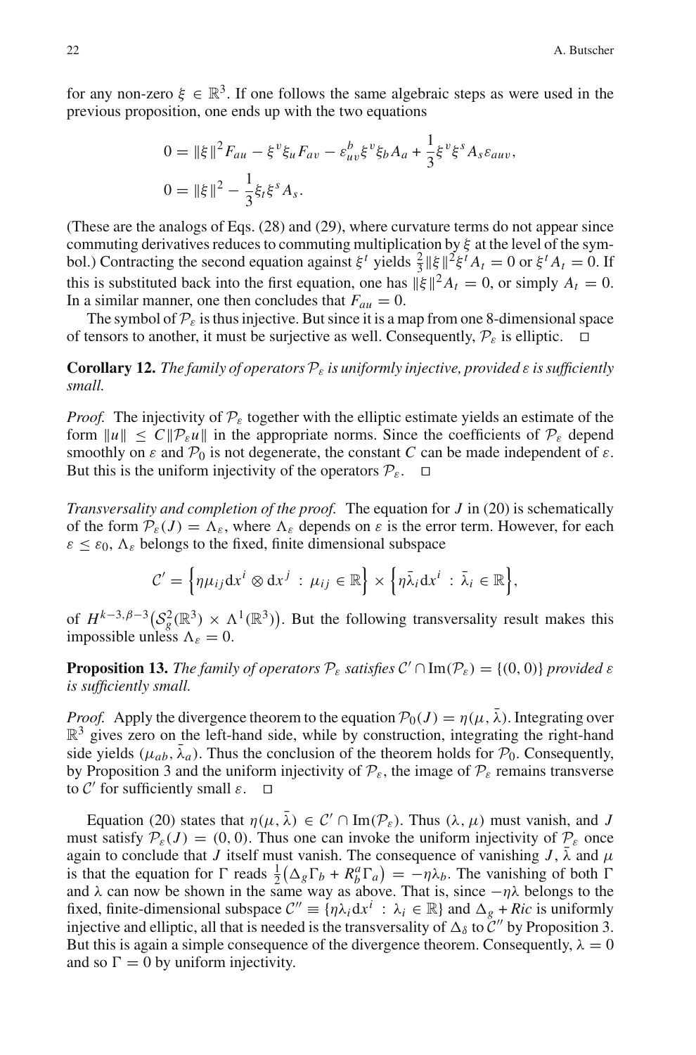for any non-zero $\xi \in \mathbb{R}^3$. If one follows the same algebraic steps as were used in the previous proposition, one ends up with the two equations

$$
\begin{aligned}
0 &= \|\xi\|^2 F_{au} - \xi^v \xi_u F_{av} - \varepsilon^b_{uv} \xi^v \xi_b A_a + \frac{1}{3} \xi^v \xi^s A_s \varepsilon_{auv}, \\
0 &= \|\xi\|^2 - \frac{1}{3} \xi_t \xi^s A_s.
\end{aligned}
$$

(These are the analogs of Eqs. (28) and (29), where curvature terms do not appear since commuting derivatives reduces to commuting multiplication by $\xi$ at the level of the symbol.) Contracting the second equation against $\xi^t$ yields $\frac{2}{3}\|\xi\|^2 \xi^t A_t = 0$ or $\xi^t A_t = 0$. If this is substituted back into the first equation, one has $\|\xi\|^2 A_t = 0$, or simply $A_t = 0$. In a similar manner, one then concludes that $F_{au} = 0$.

The symbol of $\mathcal{P}_\varepsilon$ is thus injective. But since it is a map from one 8-dimensional space of tensors to another, it must be surjective as well. Consequently, $\mathcal{P}_\varepsilon$ is elliptic. □

**Corollary 12.** *The family of operators $\mathcal{P}_\varepsilon$ is uniformly injective, provided $\varepsilon$ is sufficiently small.*

*Proof.* The injectivity of $\mathcal{P}_\varepsilon$ together with the elliptic estimate yields an estimate of the form $\|u\| \le C\|\mathcal{P}_\varepsilon u\|$ in the appropriate norms. Since the coefficients of $\mathcal{P}_\varepsilon$ depend smoothly on $\varepsilon$ and $\mathcal{P}_0$ is not degenerate, the constant $C$ can be made independent of $\varepsilon$. But this is the uniform injectivity of the operators $\mathcal{P}_\varepsilon$. □

*Transversality and completion of the proof.* The equation for $J$ in (20) is schematically of the form $\mathcal{P}_\varepsilon(J) = \Lambda_\varepsilon$, where $\Lambda_\varepsilon$ depends on $\varepsilon$ is the error term. However, for each $\varepsilon \le \varepsilon_0$, $\Lambda_\varepsilon$ belongs to the fixed, finite dimensional subspace

$$
\mathcal{C}' = \left\{ \eta \mu_{ij} \mathrm{d}x^i \otimes \mathrm{d}x^j \;:\; \mu_{ij} \in \mathbb{R} \right\} \times \left\{ \eta \bar{\lambda}_i \mathrm{d}x^i \;:\; \bar{\lambda}_i \in \mathbb{R} \right\},
$$

of $H^{k-3,\beta-3}\big(\mathcal{S}^2_g(\mathbb{R}^3) \times \Lambda^1(\mathbb{R}^3)\big)$. But the following transversality result makes this impossible unless $\Lambda_\varepsilon = 0$.

**Proposition 13.** *The family of operators $\mathcal{P}_\varepsilon$ satisfies $\mathcal{C}' \cap \mathrm{Im}(\mathcal{P}_\varepsilon) = \{(0,0)\}$ provided $\varepsilon$ is sufficiently small.*

*Proof.* Apply the divergence theorem to the equation $\mathcal{P}_0(J) = \eta(\mu, \bar{\lambda})$. Integrating over $\mathbb{R}^3$ gives zero on the left-hand side, while by construction, integrating the right-hand side yields $(\mu_{ab}, \bar{\lambda}_a)$. Thus the conclusion of the theorem holds for $\mathcal{P}_0$. Consequently, by Proposition 3 and the uniform injectivity of $\mathcal{P}_\varepsilon$, the image of $\mathcal{P}_\varepsilon$ remains transverse to $\mathcal{C}'$ for sufficiently small $\varepsilon$. □

Equation (20) states that $\eta(\mu, \bar{\lambda}) \in \mathcal{C}' \cap \mathrm{Im}(\mathcal{P}_\varepsilon)$. Thus $(\lambda, \mu)$ must vanish, and $J$ must satisfy $\mathcal{P}_\varepsilon(J) = (0,0)$. Thus one can invoke the uniform injectivity of $\mathcal{P}_\varepsilon$ once again to conclude that $J$ itself must vanish. The consequence of vanishing $J$, $\bar{\lambda}$ and $\mu$ is that the equation for $\Gamma$ reads $\frac{1}{2}\big(\Delta_g \Gamma_b + R^a_b \Gamma_a\big) = -\eta\lambda_b$. The vanishing of both $\Gamma$ and $\lambda$ can now be shown in the same way as above. That is, since $-\eta\lambda$ belongs to the fixed, finite-dimensional subspace $\mathcal{C}'' \equiv \{\eta\lambda_i \mathrm{d}x^i \;:\; \lambda_i \in \mathbb{R}\}$ and $\Delta_g + Ric$ is uniformly injective and elliptic, all that is needed is the transversality of $\Delta_\delta$ to $\mathcal{C}''$ by Proposition 3. But this is again a simple consequence of the divergence theorem. Consequently, $\lambda = 0$ and so $\Gamma = 0$ by uniform injectivity.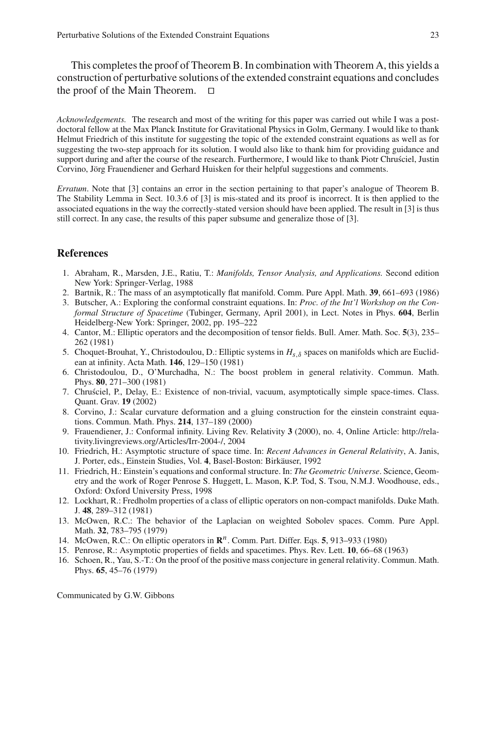This completes the proof of Theorem B. In combination with Theorem A, this yields a construction of perturbative solutions of the extended constraint equations and concludes the proof of the Main Theorem. □

*Acknowledgements.* The research and most of the writing for this paper was carried out while I was a post-doctoral fellow at the Max Planck Institute for Gravitational Physics in Golm, Germany. I would like to thank Helmut Friedrich of this institute for suggesting the topic of the extended constraint equations as well as for suggesting the two-step approach for its solution. I would also like to thank him for providing guidance and support during and after the course of the research. Furthermore, I would like to thank Piotr Chruściel, Justin Corvino, Jörg Frauendiener and Gerhard Huisken for their helpful suggestions and comments.

*Erratum*. Note that [3] contains an error in the section pertaining to that paper's analogue of Theorem B. The Stability Lemma in Sect. 10.3.6 of [3] is mis-stated and its proof is incorrect. It is then applied to the associated equations in the way the correctly-stated version should have been applied. The result in [3] is thus still correct. In any case, the results of this paper subsume and generalize those of [3].

## References

1. Abraham, R., Marsden, J.E., Ratiu, T.: *Manifolds, Tensor Analysis, and Applications.* Second edition New York: Springer-Verlag, 1988
2. Bartnik, R.: The mass of an asymptotically flat manifold. Comm. Pure Appl. Math. **39**, 661–693 (1986)
3. Butscher, A.: Exploring the conformal constraint equations. In: *Proc. of the Int'l Workshop on the Conformal Structure of Spacetime* (Tubinger, Germany, April 2001), in Lect. Notes in Phys. **604**, Berlin Heidelberg-New York: Springer, 2002, pp. 195–222
4. Cantor, M.: Elliptic operators and the decomposition of tensor fields. Bull. Amer. Math. Soc. **5**(3), 235–262 (1981)
5. Choquet-Brouhat, Y., Christodoulou, D.: Elliptic systems in $H_{s,\delta}$ spaces on manifolds which are Euclidean at infinity. Acta Math. **146**, 129–150 (1981)
6. Christodoulou, D., O'Murchadha, N.: The boost problem in general relativity. Commun. Math. Phys. **80**, 271–300 (1981)
7. Chruściel, P., Delay, E.: Existence of non-trivial, vacuum, asymptotically simple space-times. Class. Quant. Grav. **19** (2002)
8. Corvino, J.: Scalar curvature deformation and a gluing construction for the einstein constraint equations. Commun. Math. Phys. **214**, 137–189 (2000)
9. Frauendiener, J.: Conformal infinity. Living Rev. Relativity **3** (2000), no. 4, Online Article: http://relativity.livingreviews.org/Articles/lrr-2004-/, 2004
10. Friedrich, H.: Asymptotic structure of space time. In: *Recent Advances in General Relativity*, A. Janis, J. Porter, eds., Einstein Studies, Vol. **4**, Basel-Boston: Birkäuser, 1992
11. Friedrich, H.: Einstein's equations and conformal structure. In: *The Geometric Universe*. Science, Geometry and the work of Roger Penrose S. Huggett, L. Mason, K.P. Tod, S. Tsou, N.M.J. Woodhouse, eds., Oxford: Oxford University Press, 1998
12. Lockhart, R.: Fredholm properties of a class of elliptic operators on non-compact manifolds. Duke Math. J. **48**, 289–312 (1981)
13. McOwen, R.C.: The behavior of the Laplacian on weighted Sobolev spaces. Comm. Pure Appl. Math. **32**, 783–795 (1979)
14. McOwen, R.C.: On elliptic operators in $\mathbf{R}^n$. Comm. Part. Differ. Eqs. **5**, 913–933 (1980)
15. Penrose, R.: Asymptotic properties of fields and spacetimes. Phys. Rev. Lett. **10**, 66–68 (1963)
16. Schoen, R., Yau, S.-T.: On the proof of the positive mass conjecture in general relativity. Commun. Math. Phys. **65**, 45–76 (1979)

Communicated by G.W. Gibbons